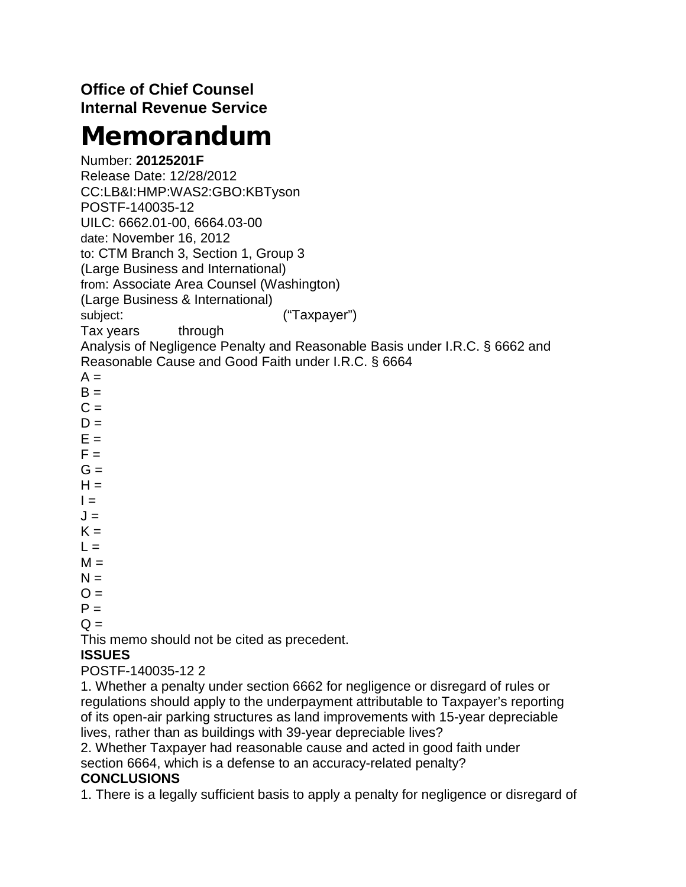**Office of Chief Counsel**
**Internal Revenue Service**

# Memorandum

Number: **20125201F**
Release Date: 12/28/2012
CC:LB&I:HMP:WAS2:GBO:KBTyson
POSTF-140035-12
UILC: 6662.01-00, 6664.03-00
date: November 16, 2012
to: CTM Branch 3, Section 1, Group 3
(Large Business and International)
from: Associate Area Counsel (Washington)
(Large Business & International)
subject: ("Taxpayer")
Tax years through
Analysis of Negligence Penalty and Reasonable Basis under I.R.C. § 6662 and Reasonable Cause and Good Faith under I.R.C. § 6664

A =
B =
C =
D =
E =
F =
G =
H =
I =
J =
K =
L =
M =
N =
O =
P =
Q =

This memo should not be cited as precedent.

**ISSUES**

1. Whether a penalty under section 6662 for negligence or disregard of rules or regulations should apply to the underpayment attributable to Taxpayer's reporting of its open-air parking structures as land improvements with 15-year depreciable lives, rather than as buildings with 39-year depreciable lives?

2. Whether Taxpayer had reasonable cause and acted in good faith under section 6664, which is a defense to an accuracy-related penalty?

**CONCLUSIONS**

1. There is a legally sufficient basis to apply a penalty for negligence or disregard of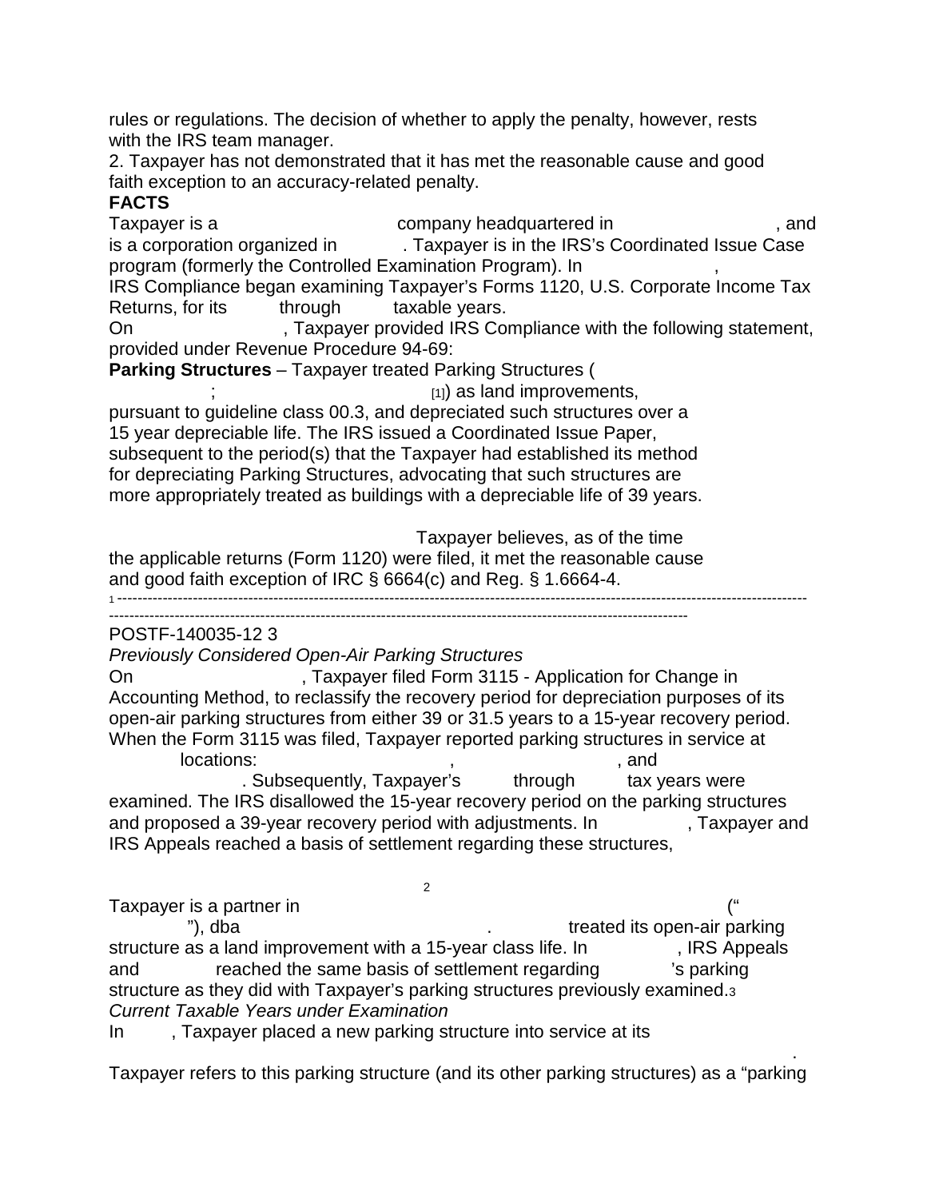rules or regulations. The decision of whether to apply the penalty, however, rests with the IRS team manager.

2. Taxpayer has not demonstrated that it has met the reasonable cause and good faith exception to an accuracy-related penalty.

**FACTS**

Taxpayer is a company headquartered in , and is a corporation organized in . Taxpayer is in the IRS's Coordinated Issue Case program (formerly the Controlled Examination Program). In , IRS Compliance began examining Taxpayer's Forms 1120, U.S. Corporate Income Tax Returns, for its through taxable years.

On , Taxpayer provided IRS Compliance with the following statement, provided under Revenue Procedure 94-69:

> **Parking Structures** – Taxpayer treated Parking Structures ( ; [1]) as land improvements, pursuant to guideline class 00.3, and depreciated such structures over a 15 year depreciable life. The IRS issued a Coordinated Issue Paper, subsequent to the period(s) that the Taxpayer had established its method for depreciating Parking Structures, advocating that such structures are more appropriately treated as buildings with a depreciable life of 39 years.
>
> Taxpayer believes, as of the time the applicable returns (Form 1120) were filed, it met the reasonable cause and good faith exception of IRC § 6664(c) and Reg. § 1.6664-4.

1 ---------------------------------------------------------------------------------------------------------------------------------------------------------------------------------------------------------------------------------------------------------------------------

*Previously Considered Open-Air Parking Structures*

On , Taxpayer filed Form 3115 - Application for Change in Accounting Method, to reclassify the recovery period for depreciation purposes of its open-air parking structures from either 39 or 31.5 years to a 15-year recovery period. When the Form 3115 was filed, Taxpayer reported parking structures in service at locations: , , and . Subsequently, Taxpayer's through tax years were examined. The IRS disallowed the 15-year recovery period on the parking structures and proposed a 39-year recovery period with adjustments. In , Taxpayer and IRS Appeals reached a basis of settlement regarding these structures, [2]

Taxpayer is a partner in (" "), dba . treated its open-air parking structure as a land improvement with a 15-year class life. In , IRS Appeals and reached the same basis of settlement regarding 's parking structure as they did with Taxpayer's parking structures previously examined.[3]

*Current Taxable Years under Examination*

In , Taxpayer placed a new parking structure into service at its .

Taxpayer refers to this parking structure (and its other parking structures) as a "parking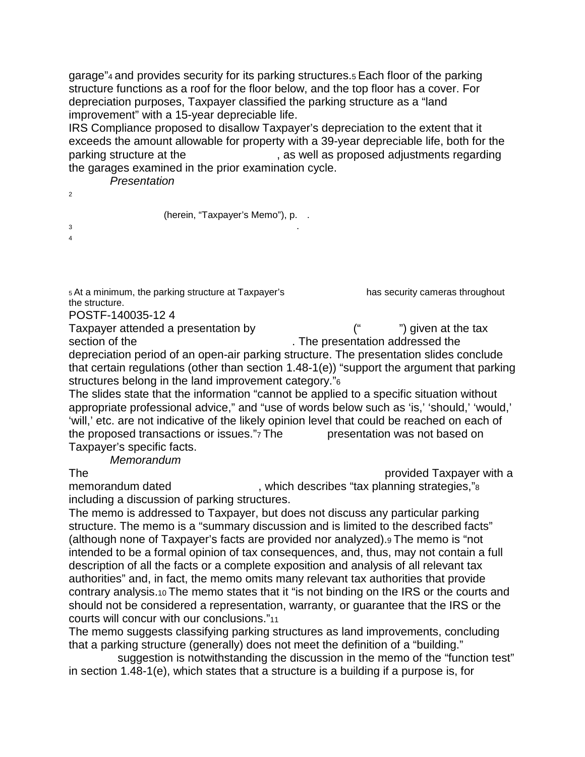garage"[4] and provides security for its parking structures.[5] Each floor of the parking structure functions as a roof for the floor below, and the top floor has a cover. For depreciation purposes, Taxpayer classified the parking structure as a "land improvement" with a 15-year depreciable life.

IRS Compliance proposed to disallow Taxpayer's depreciation to the extent that it exceeds the amount allowable for property with a 39-year depreciable life, both for the parking structure at the , as well as proposed adjustments regarding the garages examined in the prior examination cycle.

*Presentation*

Taxpayer attended a presentation by (" ") given at the tax section of the . The presentation addressed the depreciation period of an open-air parking structure. The presentation slides conclude that certain regulations (other than section 1.48-1(e)) "support the argument that parking structures belong in the land improvement category."[6]

The slides state that the information "cannot be applied to a specific situation without appropriate professional advice," and "use of words below such as 'is,' 'should,' 'would,' 'will,' etc. are not indicative of the likely opinion level that could be reached on each of the proposed transactions or issues."[7] The presentation was not based on Taxpayer's specific facts.

*Memorandum*

The provided Taxpayer with a memorandum dated , which describes "tax planning strategies,"[8] including a discussion of parking structures.

The memo is addressed to Taxpayer, but does not discuss any particular parking structure. The memo is a "summary discussion and is limited to the described facts" (although none of Taxpayer's facts are provided nor analyzed).[9] The memo is "not intended to be a formal opinion of tax consequences, and, thus, may not contain a full description of all the facts or a complete exposition and analysis of all relevant tax authorities" and, in fact, the memo omits many relevant tax authorities that provide contrary analysis.[10] The memo states that it "is not binding on the IRS or the courts and should not be considered a representation, warranty, or guarantee that the IRS or the courts will concur with our conclusions."[11]

The memo suggests classifying parking structures as land improvements, concluding that a parking structure (generally) does not meet the definition of a "building." suggestion is notwithstanding the discussion in the memo of the "function test" in section 1.48-1(e), which states that a structure is a building if a purpose is, for

---

2 (herein, "Taxpayer's Memo"), p. .

3 .

4

5 At a minimum, the parking structure at Taxpayer's has security cameras throughout the structure.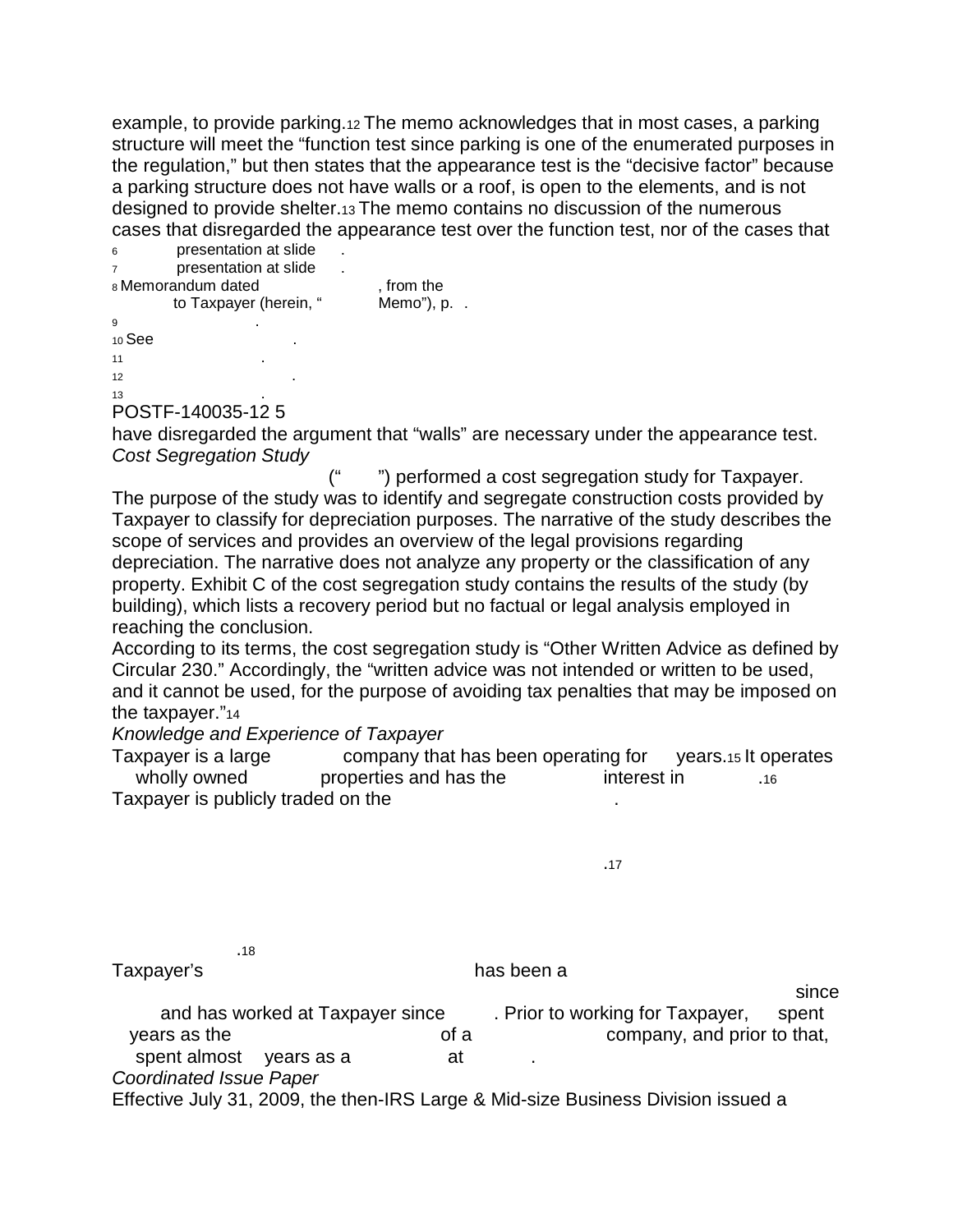example, to provide parking.[12] The memo acknowledges that in most cases, a parking structure will meet the "function test since parking is one of the enumerated purposes in the regulation," but then states that the appearance test is the "decisive factor" because a parking structure does not have walls or a roof, is open to the elements, and is not designed to provide shelter.[13] The memo contains no discussion of the numerous cases that disregarded the appearance test over the function test, nor of the cases that have disregarded the argument that "walls" are necessary under the appearance test.

*Cost Segregation Study*

(" ") performed a cost segregation study for Taxpayer. The purpose of the study was to identify and segregate construction costs provided by Taxpayer to classify for depreciation purposes. The narrative of the study describes the scope of services and provides an overview of the legal provisions regarding depreciation. The narrative does not analyze any property or the classification of any property. Exhibit C of the cost segregation study contains the results of the study (by building), which lists a recovery period but no factual or legal analysis employed in reaching the conclusion.

According to its terms, the cost segregation study is "Other Written Advice as defined by Circular 230." Accordingly, the "written advice was not intended or written to be used, and it cannot be used, for the purpose of avoiding tax penalties that may be imposed on the taxpayer."[14]

*Knowledge and Experience of Taxpayer*

Taxpayer is a large company that has been operating for years.[15] It operates wholly owned properties and has the interest in .[16] Taxpayer is publicly traded on the .

.[17]

.[18]

Taxpayer's has been a since and has worked at Taxpayer since . Prior to working for Taxpayer, spent years as the of a company, and prior to that, spent almost years as a at .

*Coordinated Issue Paper*

Effective July 31, 2009, the then-IRS Large & Mid-size Business Division issued a

---

[6] presentation at slide .

[7] presentation at slide .

[8] Memorandum dated , from the to Taxpayer (herein, " Memo"), p. .

[9] .

[10] See .

[11] .

[12] .

[13] .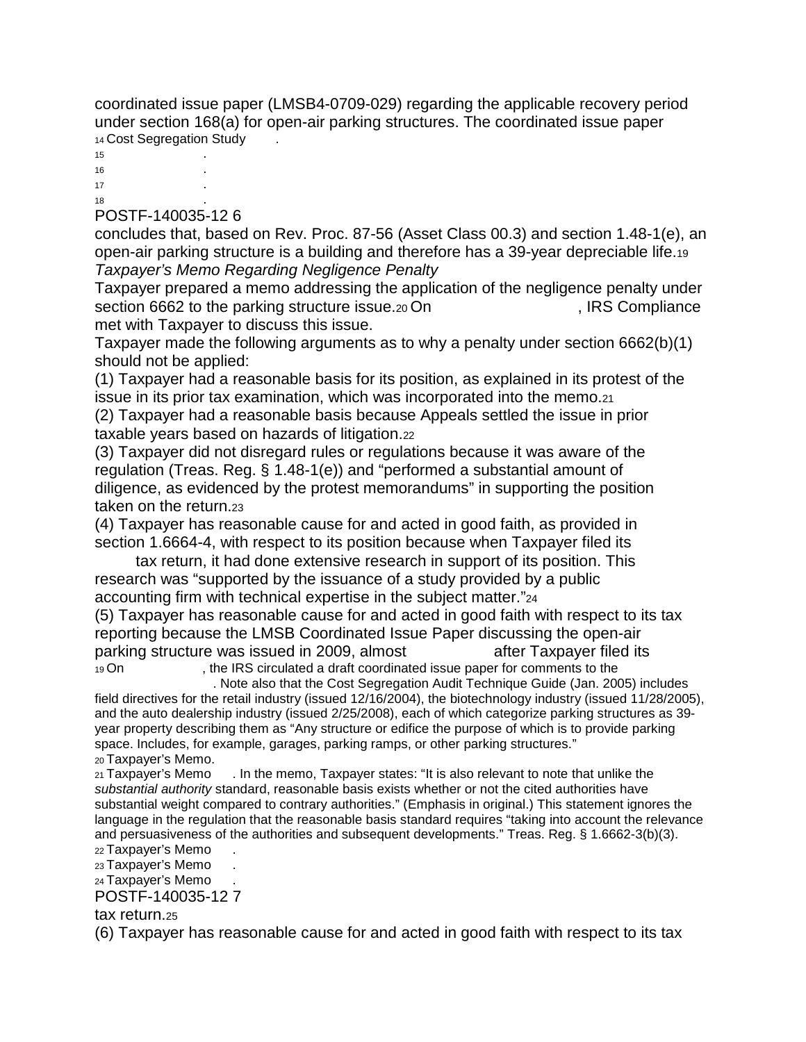coordinated issue paper (LMSB4-0709-029) regarding the applicable recovery period under section 168(a) for open-air parking structures. The coordinated issue paper

[14] Cost Segregation Study .

[15] .

[16] .

[17] .

[18] .

concludes that, based on Rev. Proc. 87-56 (Asset Class 00.3) and section 1.48-1(e), an open-air parking structure is a building and therefore has a 39-year depreciable life.[19]

*Taxpayer's Memo Regarding Negligence Penalty*

Taxpayer prepared a memo addressing the application of the negligence penalty under section 6662 to the parking structure issue.[20] On , IRS Compliance met with Taxpayer to discuss this issue.

Taxpayer made the following arguments as to why a penalty under section 6662(b)(1) should not be applied:

(1) Taxpayer had a reasonable basis for its position, as explained in its protest of the issue in its prior tax examination, which was incorporated into the memo.[21]

(2) Taxpayer had a reasonable basis because Appeals settled the issue in prior taxable years based on hazards of litigation.[22]

(3) Taxpayer did not disregard rules or regulations because it was aware of the regulation (Treas. Reg. § 1.48-1(e)) and "performed a substantial amount of diligence, as evidenced by the protest memorandums" in supporting the position taken on the return.[23]

(4) Taxpayer has reasonable cause for and acted in good faith, as provided in section 1.6664-4, with respect to its position because when Taxpayer filed its tax return, it had done extensive research in support of its position. This research was "supported by the issuance of a study provided by a public accounting firm with technical expertise in the subject matter."[24]

(5) Taxpayer has reasonable cause for and acted in good faith with respect to its tax reporting because the LMSB Coordinated Issue Paper discussing the open-air parking structure was issued in 2009, almost after Taxpayer filed its tax return.[25]

(6) Taxpayer has reasonable cause for and acted in good faith with respect to its tax

[19] On , the IRS circulated a draft coordinated issue paper for comments to the . Note also that the Cost Segregation Audit Technique Guide (Jan. 2005) includes field directives for the retail industry (issued 12/16/2004), the biotechnology industry (issued 11/28/2005), and the auto dealership industry (issued 2/25/2008), each of which categorize parking structures as 39-year property describing them as "Any structure or edifice the purpose of which is to provide parking space. Includes, for example, garages, parking ramps, or other parking structures."

[20] Taxpayer's Memo.

[21] Taxpayer's Memo . In the memo, Taxpayer states: "It is also relevant to note that unlike the *substantial authority* standard, reasonable basis exists whether or not the cited authorities have substantial weight compared to contrary authorities." (Emphasis in original.) This statement ignores the language in the regulation that the reasonable basis standard requires "taking into account the relevance and persuasiveness of the authorities and subsequent developments." Treas. Reg. § 1.6662-3(b)(3).

[22] Taxpayer's Memo .

[23] Taxpayer's Memo .

[24] Taxpayer's Memo .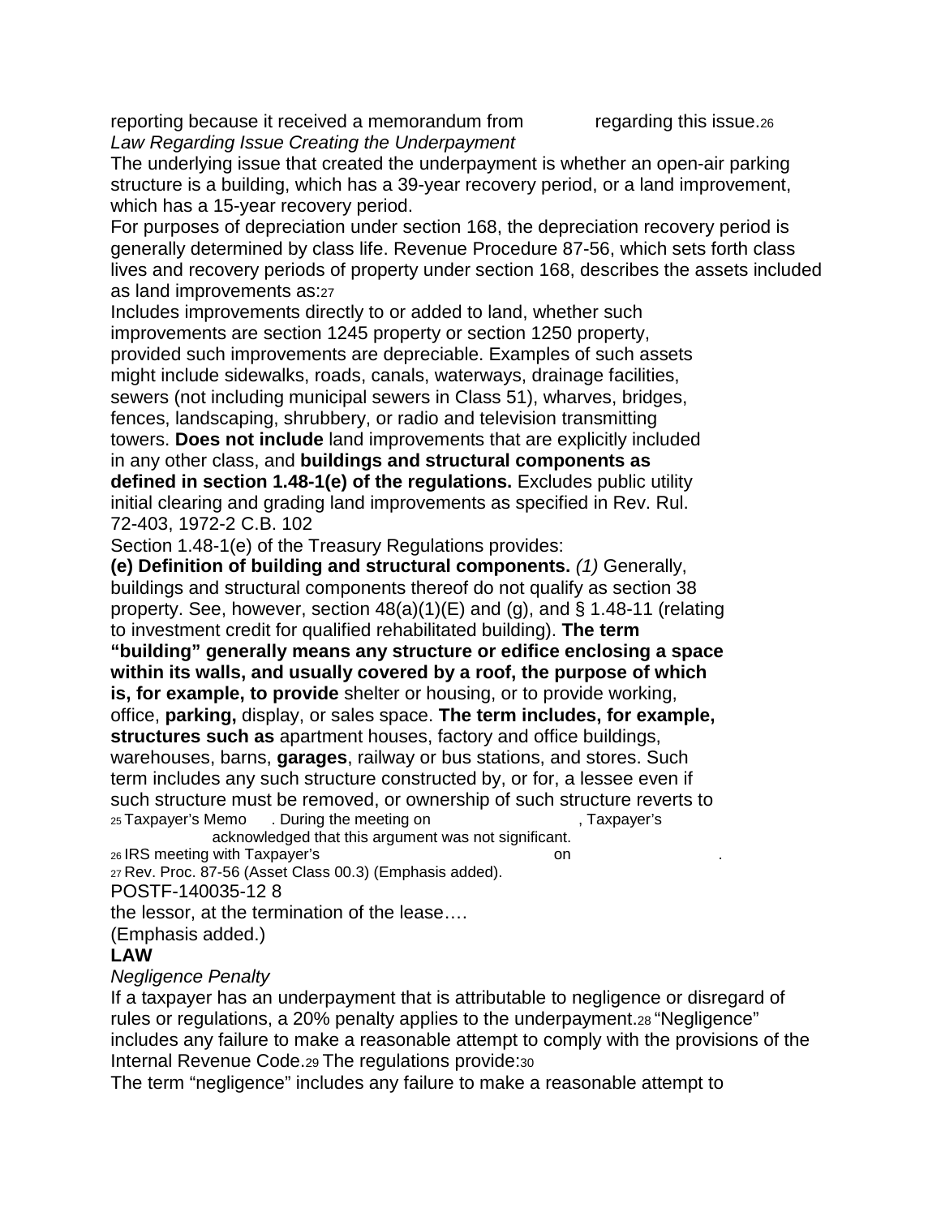reporting because it received a memorandum from regarding this issue.[26]

*Law Regarding Issue Creating the Underpayment*

The underlying issue that created the underpayment is whether an open-air parking structure is a building, which has a 39-year recovery period, or a land improvement, which has a 15-year recovery period.

For purposes of depreciation under section 168, the depreciation recovery period is generally determined by class life. Revenue Procedure 87-56, which sets forth class lives and recovery periods of property under section 168, describes the assets included as land improvements as:[27]

> Includes improvements directly to or added to land, whether such improvements are section 1245 property or section 1250 property, provided such improvements are depreciable. Examples of such assets might include sidewalks, roads, canals, waterways, drainage facilities, sewers (not including municipal sewers in Class 51), wharves, bridges, fences, landscaping, shrubbery, or radio and television transmitting towers. **Does not include** land improvements that are explicitly included in any other class, and **buildings and structural components as defined in section 1.48-1(e) of the regulations.** Excludes public utility initial clearing and grading land improvements as specified in Rev. Rul. 72-403, 1972-2 C.B. 102

Section 1.48-1(e) of the Treasury Regulations provides:

> **(e) Definition of building and structural components.** *(1)* Generally, buildings and structural components thereof do not qualify as section 38 property. See, however, section 48(a)(1)(E) and (g), and § 1.48-11 (relating to investment credit for qualified rehabilitated building). **The term "building" generally means any structure or edifice enclosing a space within its walls, and usually covered by a roof, the purpose of which is, for example, to provide** shelter or housing, or to provide working, office, **parking,** display, or sales space. **The term includes, for example, structures such as** apartment houses, factory and office buildings, warehouses, barns, **garages**, railway or bus stations, and stores. Such term includes any such structure constructed by, or for, a lessee even if such structure must be removed, or ownership of such structure reverts to the lessor, at the termination of the lease….

(Emphasis added.)

**LAW**

*Negligence Penalty*

If a taxpayer has an underpayment that is attributable to negligence or disregard of rules or regulations, a 20% penalty applies to the underpayment.[28] "Negligence" includes any failure to make a reasonable attempt to comply with the provisions of the Internal Revenue Code.[29] The regulations provide:[30]

> The term "negligence" includes any failure to make a reasonable attempt to

[25] Taxpayer's Memo . During the meeting on , Taxpayer's acknowledged that this argument was not significant.

[26] IRS meeting with Taxpayer's on .

[27] Rev. Proc. 87-56 (Asset Class 00.3) (Emphasis added).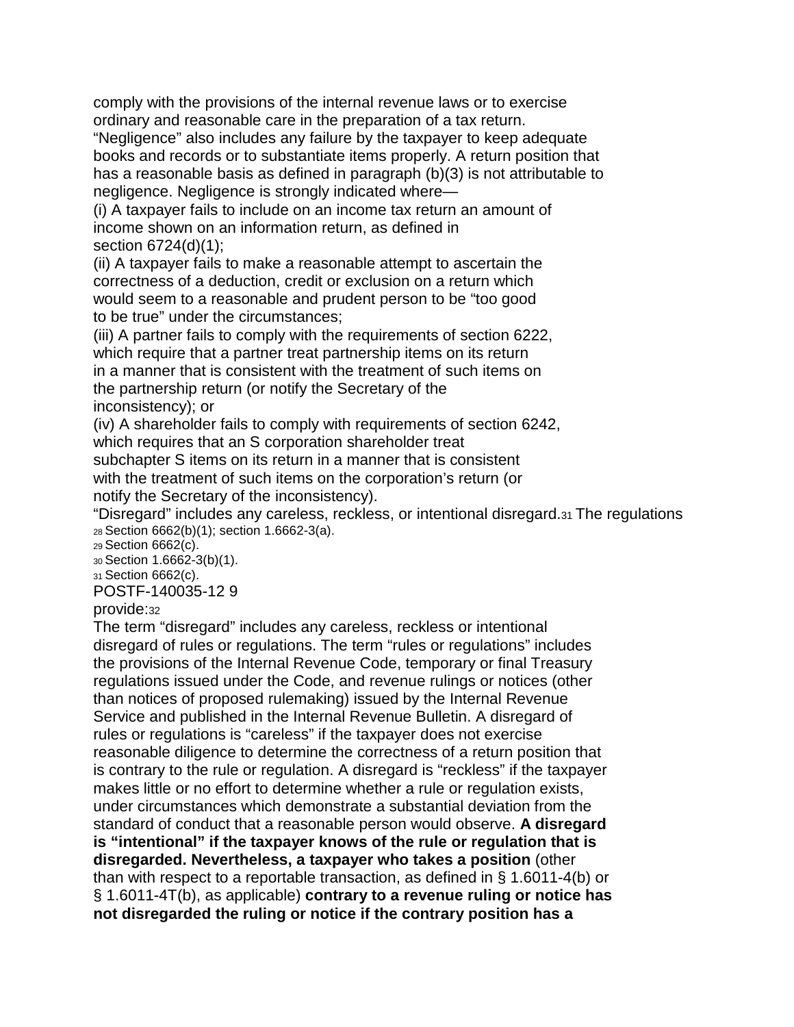comply with the provisions of the internal revenue laws or to exercise ordinary and reasonable care in the preparation of a tax return. "Negligence" also includes any failure by the taxpayer to keep adequate books and records or to substantiate items properly. A return position that has a reasonable basis as defined in paragraph (b)(3) is not attributable to negligence. Negligence is strongly indicated where—

(i) A taxpayer fails to include on an income tax return an amount of income shown on an information return, as defined in section 6724(d)(1);

(ii) A taxpayer fails to make a reasonable attempt to ascertain the correctness of a deduction, credit or exclusion on a return which would seem to a reasonable and prudent person to be "too good to be true" under the circumstances;

(iii) A partner fails to comply with the requirements of section 6222, which require that a partner treat partnership items on its return in a manner that is consistent with the treatment of such items on the partnership return (or notify the Secretary of the inconsistency); or

(iv) A shareholder fails to comply with requirements of section 6242, which requires that an S corporation shareholder treat subchapter S items on its return in a manner that is consistent with the treatment of such items on the corporation's return (or notify the Secretary of the inconsistency).

"Disregard" includes any careless, reckless, or intentional disregard.[31] The regulations provide:[32]

[28] Section 6662(b)(1); section 1.6662-3(a).
[29] Section 6662(c).
[30] Section 1.6662-3(b)(1).
[31] Section 6662(c).

The term "disregard" includes any careless, reckless or intentional disregard of rules or regulations. The term "rules or regulations" includes the provisions of the Internal Revenue Code, temporary or final Treasury regulations issued under the Code, and revenue rulings or notices (other than notices of proposed rulemaking) issued by the Internal Revenue Service and published in the Internal Revenue Bulletin. A disregard of rules or regulations is "careless" if the taxpayer does not exercise reasonable diligence to determine the correctness of a return position that is contrary to the rule or regulation. A disregard is "reckless" if the taxpayer makes little or no effort to determine whether a rule or regulation exists, under circumstances which demonstrate a substantial deviation from the standard of conduct that a reasonable person would observe. **A disregard is "intentional" if the taxpayer knows of the rule or regulation that is disregarded. Nevertheless, a taxpayer who takes a position** (other than with respect to a reportable transaction, as defined in § 1.6011-4(b) or § 1.6011-4T(b), as applicable) **contrary to a revenue ruling or notice has not disregarded the ruling or notice if the contrary position has a**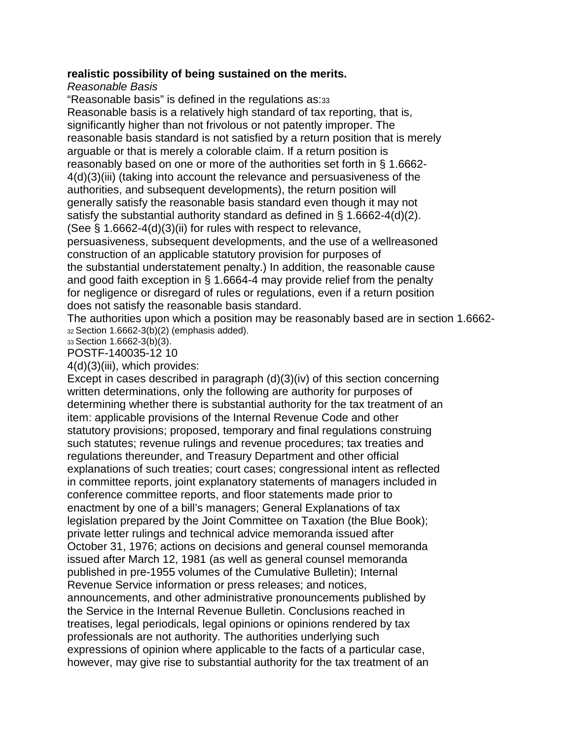**realistic possibility of being sustained on the merits.**

*Reasonable Basis*

“Reasonable basis” is defined in the regulations as:[33]

Reasonable basis is a relatively high standard of tax reporting, that is, significantly higher than not frivolous or not patently improper. The reasonable basis standard is not satisfied by a return position that is merely arguable or that is merely a colorable claim. If a return position is reasonably based on one or more of the authorities set forth in § 1.6662-4(d)(3)(iii) (taking into account the relevance and persuasiveness of the authorities, and subsequent developments), the return position will generally satisfy the reasonable basis standard even though it may not satisfy the substantial authority standard as defined in § 1.6662-4(d)(2). (See § 1.6662-4(d)(3)(ii) for rules with respect to relevance, persuasiveness, subsequent developments, and the use of a wellreasoned construction of an applicable statutory provision for purposes of the substantial understatement penalty.) In addition, the reasonable cause and good faith exception in § 1.6664-4 may provide relief from the penalty for negligence or disregard of rules or regulations, even if a return position does not satisfy the reasonable basis standard.

The authorities upon which a position may be reasonably based are in section 1.6662-4(d)(3)(iii), which provides:

Except in cases described in paragraph (d)(3)(iv) of this section concerning written determinations, only the following are authority for purposes of determining whether there is substantial authority for the tax treatment of an item: applicable provisions of the Internal Revenue Code and other statutory provisions; proposed, temporary and final regulations construing such statutes; revenue rulings and revenue procedures; tax treaties and regulations thereunder, and Treasury Department and other official explanations of such treaties; court cases; congressional intent as reflected in committee reports, joint explanatory statements of managers included in conference committee reports, and floor statements made prior to enactment by one of a bill’s managers; General Explanations of tax legislation prepared by the Joint Committee on Taxation (the Blue Book); private letter rulings and technical advice memoranda issued after October 31, 1976; actions on decisions and general counsel memoranda issued after March 12, 1981 (as well as general counsel memoranda published in pre-1955 volumes of the Cumulative Bulletin); Internal Revenue Service information or press releases; and notices, announcements, and other administrative pronouncements published by the Service in the Internal Revenue Bulletin. Conclusions reached in treatises, legal periodicals, legal opinions or opinions rendered by tax professionals are not authority. The authorities underlying such expressions of opinion where applicable to the facts of a particular case, however, may give rise to substantial authority for the tax treatment of an

[32] Section 1.6662-3(b)(2) (emphasis added).

[33] Section 1.6662-3(b)(3).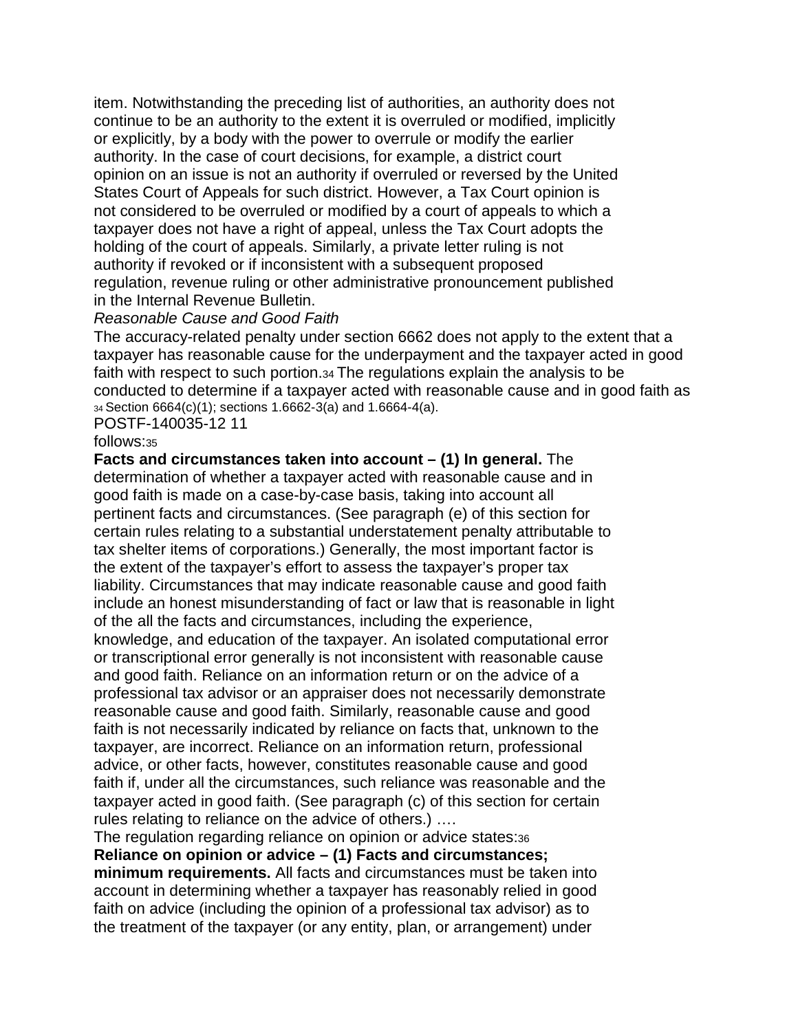item. Notwithstanding the preceding list of authorities, an authority does not continue to be an authority to the extent it is overruled or modified, implicitly or explicitly, by a body with the power to overrule or modify the earlier authority. In the case of court decisions, for example, a district court opinion on an issue is not an authority if overruled or reversed by the United States Court of Appeals for such district. However, a Tax Court opinion is not considered to be overruled or modified by a court of appeals to which a taxpayer does not have a right of appeal, unless the Tax Court adopts the holding of the court of appeals. Similarly, a private letter ruling is not authority if revoked or if inconsistent with a subsequent proposed regulation, revenue ruling or other administrative pronouncement published in the Internal Revenue Bulletin.

*Reasonable Cause and Good Faith*

The accuracy-related penalty under section 6662 does not apply to the extent that a taxpayer has reasonable cause for the underpayment and the taxpayer acted in good faith with respect to such portion.[34] The regulations explain the analysis to be conducted to determine if a taxpayer acted with reasonable cause and in good faith as follows:[35]

**Facts and circumstances taken into account – (1) In general.** The determination of whether a taxpayer acted with reasonable cause and in good faith is made on a case-by-case basis, taking into account all pertinent facts and circumstances. (See paragraph (e) of this section for certain rules relating to a substantial understatement penalty attributable to tax shelter items of corporations.) Generally, the most important factor is the extent of the taxpayer's effort to assess the taxpayer's proper tax liability. Circumstances that may indicate reasonable cause and good faith include an honest misunderstanding of fact or law that is reasonable in light of the all the facts and circumstances, including the experience, knowledge, and education of the taxpayer. An isolated computational error or transcriptional error generally is not inconsistent with reasonable cause and good faith. Reliance on an information return or on the advice of a professional tax advisor or an appraiser does not necessarily demonstrate reasonable cause and good faith. Similarly, reasonable cause and good faith is not necessarily indicated by reliance on facts that, unknown to the taxpayer, are incorrect. Reliance on an information return, professional advice, or other facts, however, constitutes reasonable cause and good faith if, under all the circumstances, such reliance was reasonable and the taxpayer acted in good faith. (See paragraph (c) of this section for certain rules relating to reliance on the advice of others.) ….

The regulation regarding reliance on opinion or advice states:[36]

**Reliance on opinion or advice – (1) Facts and circumstances; minimum requirements.** All facts and circumstances must be taken into account in determining whether a taxpayer has reasonably relied in good faith on advice (including the opinion of a professional tax advisor) as to the treatment of the taxpayer (or any entity, plan, or arrangement) under

[34] Section 6664(c)(1); sections 1.6662-3(a) and 1.6664-4(a).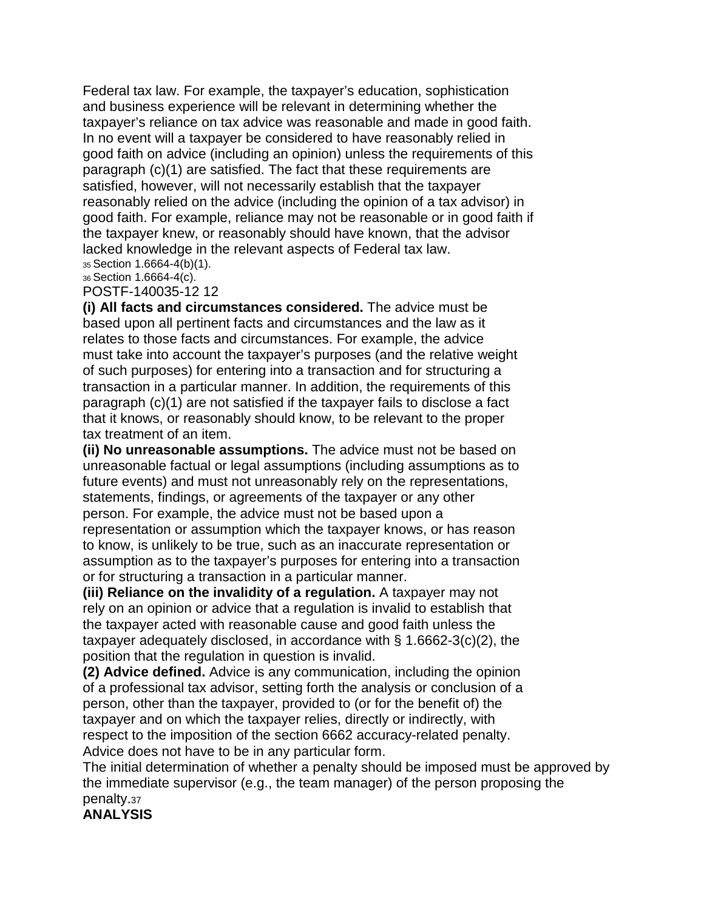Federal tax law. For example, the taxpayer's education, sophistication and business experience will be relevant in determining whether the taxpayer's reliance on tax advice was reasonable and made in good faith. In no event will a taxpayer be considered to have reasonably relied in good faith on advice (including an opinion) unless the requirements of this paragraph (c)(1) are satisfied. The fact that these requirements are satisfied, however, will not necessarily establish that the taxpayer reasonably relied on the advice (including the opinion of a tax advisor) in good faith. For example, reliance may not be reasonable or in good faith if the taxpayer knew, or reasonably should have known, that the advisor lacked knowledge in the relevant aspects of Federal tax law.

[35] Section 1.6664-4(b)(1).

[36] Section 1.6664-4(c).

**(i) All facts and circumstances considered.** The advice must be based upon all pertinent facts and circumstances and the law as it relates to those facts and circumstances. For example, the advice must take into account the taxpayer's purposes (and the relative weight of such purposes) for entering into a transaction and for structuring a transaction in a particular manner. In addition, the requirements of this paragraph (c)(1) are not satisfied if the taxpayer fails to disclose a fact that it knows, or reasonably should know, to be relevant to the proper tax treatment of an item.

**(ii) No unreasonable assumptions.** The advice must not be based on unreasonable factual or legal assumptions (including assumptions as to future events) and must not unreasonably rely on the representations, statements, findings, or agreements of the taxpayer or any other person. For example, the advice must not be based upon a representation or assumption which the taxpayer knows, or has reason to know, is unlikely to be true, such as an inaccurate representation or assumption as to the taxpayer's purposes for entering into a transaction or for structuring a transaction in a particular manner.

**(iii) Reliance on the invalidity of a regulation.** A taxpayer may not rely on an opinion or advice that a regulation is invalid to establish that the taxpayer acted with reasonable cause and good faith unless the taxpayer adequately disclosed, in accordance with § 1.6662-3(c)(2), the position that the regulation in question is invalid.

**(2) Advice defined.** Advice is any communication, including the opinion of a professional tax advisor, setting forth the analysis or conclusion of a person, other than the taxpayer, provided to (or for the benefit of) the taxpayer and on which the taxpayer relies, directly or indirectly, with respect to the imposition of the section 6662 accuracy-related penalty. Advice does not have to be in any particular form.

The initial determination of whether a penalty should be imposed must be approved by the immediate supervisor (e.g., the team manager) of the person proposing the penalty.[37]

**ANALYSIS**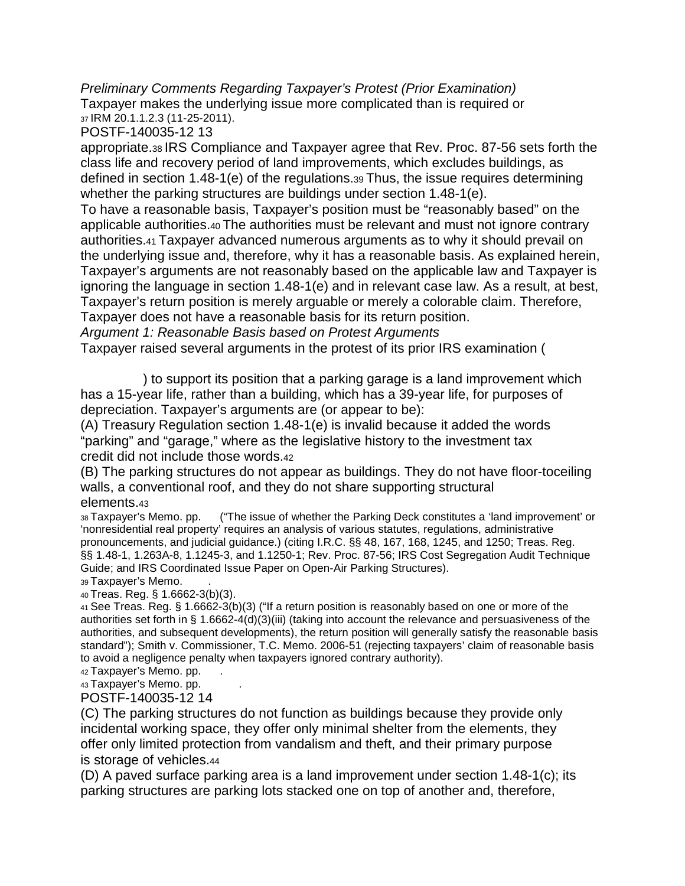*Preliminary Comments Regarding Taxpayer's Protest (Prior Examination)*

Taxpayer makes the underlying issue more complicated than is required or appropriate.[38] IRS Compliance and Taxpayer agree that Rev. Proc. 87-56 sets forth the class life and recovery period of land improvements, which excludes buildings, as defined in section 1.48-1(e) of the regulations.[39] Thus, the issue requires determining whether the parking structures are buildings under section 1.48-1(e).

To have a reasonable basis, Taxpayer's position must be "reasonably based" on the applicable authorities.[40] The authorities must be relevant and must not ignore contrary authorities.[41] Taxpayer advanced numerous arguments as to why it should prevail on the underlying issue and, therefore, why it has a reasonable basis. As explained herein, Taxpayer's arguments are not reasonably based on the applicable law and Taxpayer is ignoring the language in section 1.48-1(e) and in relevant case law. As a result, at best, Taxpayer's return position is merely arguable or merely a colorable claim. Therefore, Taxpayer does not have a reasonable basis for its return position.

*Argument 1: Reasonable Basis based on Protest Arguments*

Taxpayer raised several arguments in the protest of its prior IRS examination (                ) to support its position that a parking garage is a land improvement which has a 15-year life, rather than a building, which has a 39-year life, for purposes of depreciation. Taxpayer's arguments are (or appear to be):

(A) Treasury Regulation section 1.48-1(e) is invalid because it added the words "parking" and "garage," where as the legislative history to the investment tax credit did not include those words.[42]

(B) The parking structures do not appear as buildings. They do not have floor-toceiling walls, a conventional roof, and they do not share supporting structural elements.[43]

(C) The parking structures do not function as buildings because they provide only incidental working space, they offer only minimal shelter from the elements, they offer only limited protection from vandalism and theft, and their primary purpose is storage of vehicles.[44]

(D) A paved surface parking area is a land improvement under section 1.48-1(c); its parking structures are parking lots stacked one on top of another and, therefore,

---

[37] IRM 20.1.1.2.3 (11-25-2011).

[38] Taxpayer's Memo. pp.      ("The issue of whether the Parking Deck constitutes a 'land improvement' or 'nonresidential real property' requires an analysis of various statutes, regulations, administrative pronouncements, and judicial guidance.) (citing I.R.C. §§ 48, 167, 168, 1245, and 1250; Treas. Reg. §§ 1.48-1, 1.263A-8, 1.1245-3, and 1.1250-1; Rev. Proc. 87-56; IRS Cost Segregation Audit Technique Guide; and IRS Coordinated Issue Paper on Open-Air Parking Structures).

[39] Taxpayer's Memo.      .

[40] Treas. Reg. § 1.6662-3(b)(3).

[41] See Treas. Reg. § 1.6662-3(b)(3) ("If a return position is reasonably based on one or more of the authorities set forth in § 1.6662-4(d)(3)(iii) (taking into account the relevance and persuasiveness of the authorities, and subsequent developments), the return position will generally satisfy the reasonable basis standard"); Smith v. Commissioner, T.C. Memo. 2006-51 (rejecting taxpayers' claim of reasonable basis to avoid a negligence penalty when taxpayers ignored contrary authority).

[42] Taxpayer's Memo. pp.      .

[43] Taxpayer's Memo. pp.      .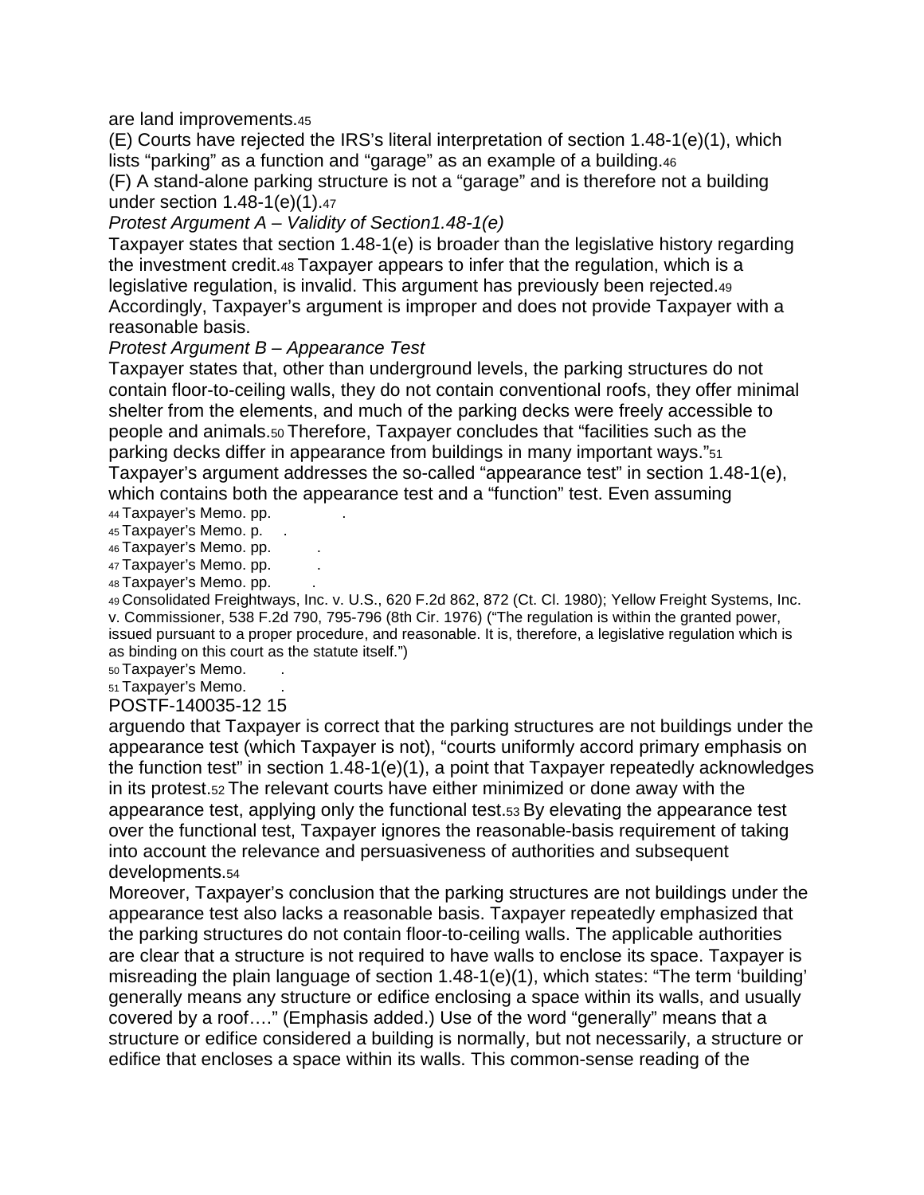are land improvements.[45]

(E) Courts have rejected the IRS's literal interpretation of section 1.48-1(e)(1), which lists "parking" as a function and "garage" as an example of a building.[46]

(F) A stand-alone parking structure is not a "garage" and is therefore not a building under section 1.48-1(e)(1).[47]

*Protest Argument A – Validity of Section1.48-1(e)*

Taxpayer states that section 1.48-1(e) is broader than the legislative history regarding the investment credit.[48] Taxpayer appears to infer that the regulation, which is a legislative regulation, is invalid. This argument has previously been rejected.[49] Accordingly, Taxpayer's argument is improper and does not provide Taxpayer with a reasonable basis.

*Protest Argument B – Appearance Test*

Taxpayer states that, other than underground levels, the parking structures do not contain floor-to-ceiling walls, they do not contain conventional roofs, they offer minimal shelter from the elements, and much of the parking decks were freely accessible to people and animals.[50] Therefore, Taxpayer concludes that "facilities such as the parking decks differ in appearance from buildings in many important ways."[51] Taxpayer's argument addresses the so-called "appearance test" in section 1.48-1(e), which contains both the appearance test and a "function" test. Even assuming arguendo that Taxpayer is correct that the parking structures are not buildings under the appearance test (which Taxpayer is not), "courts uniformly accord primary emphasis on the function test" in section 1.48-1(e)(1), a point that Taxpayer repeatedly acknowledges in its protest.[52] The relevant courts have either minimized or done away with the appearance test, applying only the functional test.[53] By elevating the appearance test over the functional test, Taxpayer ignores the reasonable-basis requirement of taking into account the relevance and persuasiveness of authorities and subsequent developments.[54]

Moreover, Taxpayer's conclusion that the parking structures are not buildings under the appearance test also lacks a reasonable basis. Taxpayer repeatedly emphasized that the parking structures do not contain floor-to-ceiling walls. The applicable authorities are clear that a structure is not required to have walls to enclose its space. Taxpayer is misreading the plain language of section 1.48-1(e)(1), which states: "The term 'building' generally means any structure or edifice enclosing a space within its walls, and usually covered by a roof…." (Emphasis added.) Use of the word "generally" means that a structure or edifice considered a building is normally, but not necessarily, a structure or edifice that encloses a space within its walls. This common-sense reading of the

---

[44] Taxpayer's Memo. pp. .

[45] Taxpayer's Memo. p. .

[46] Taxpayer's Memo. pp. .

[47] Taxpayer's Memo. pp. .

[48] Taxpayer's Memo. pp. .

[49] Consolidated Freightways, Inc. v. U.S., 620 F.2d 862, 872 (Ct. Cl. 1980); Yellow Freight Systems, Inc. v. Commissioner, 538 F.2d 790, 795-796 (8th Cir. 1976) ("The regulation is within the granted power, issued pursuant to a proper procedure, and reasonable. It is, therefore, a legislative regulation which is as binding on this court as the statute itself.")

[50] Taxpayer's Memo. .

[51] Taxpayer's Memo. .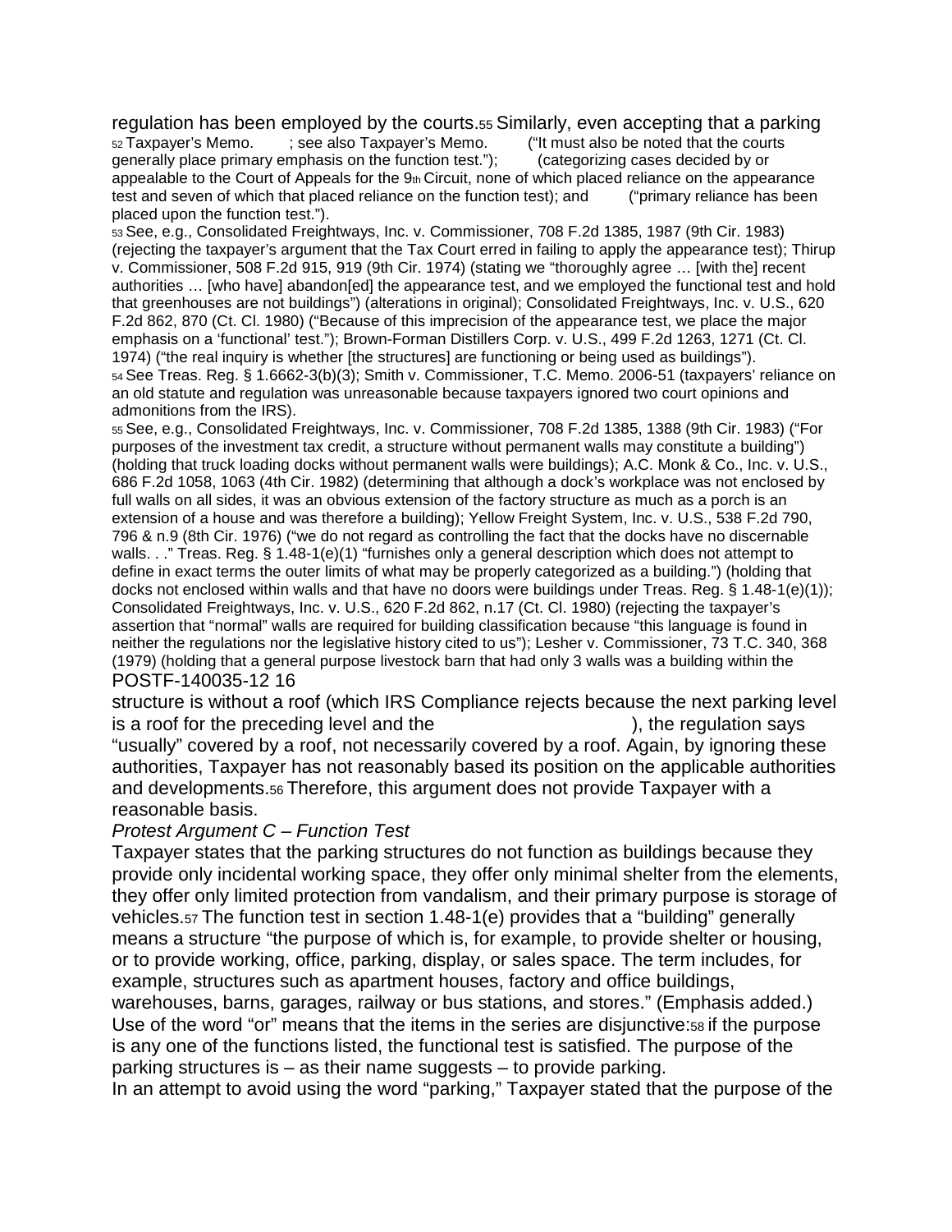regulation has been employed by the courts.[55] Similarly, even accepting that a parking structure is without a roof (which IRS Compliance rejects because the next parking level is a roof for the preceding level and the ), the regulation says "usually" covered by a roof, not necessarily covered by a roof. Again, by ignoring these authorities, Taxpayer has not reasonably based its position on the applicable authorities and developments.[56] Therefore, this argument does not provide Taxpayer with a reasonable basis.

*Protest Argument C – Function Test*

Taxpayer states that the parking structures do not function as buildings because they provide only incidental working space, they offer only minimal shelter from the elements, they offer only limited protection from vandalism, and their primary purpose is storage of vehicles.[57] The function test in section 1.48-1(e) provides that a "building" generally means a structure "the purpose of which is, for example, to provide shelter or housing, or to provide working, office, parking, display, or sales space. The term includes, for example, structures such as apartment houses, factory and office buildings, warehouses, barns, garages, railway or bus stations, and stores." (Emphasis added.) Use of the word "or" means that the items in the series are disjunctive:[58] if the purpose is any one of the functions listed, the functional test is satisfied. The purpose of the parking structures is – as their name suggests – to provide parking.

In an attempt to avoid using the word "parking," Taxpayer stated that the purpose of the

---

[52] Taxpayer's Memo. ; see also Taxpayer's Memo. ("It must also be noted that the courts generally place primary emphasis on the function test."); (categorizing cases decided by or appealable to the Court of Appeals for the 9th Circuit, none of which placed reliance on the appearance test and seven of which that placed reliance on the function test); and ("primary reliance has been placed upon the function test.").

[53] See, e.g., Consolidated Freightways, Inc. v. Commissioner, 708 F.2d 1385, 1987 (9th Cir. 1983) (rejecting the taxpayer's argument that the Tax Court erred in failing to apply the appearance test); Thirup v. Commissioner, 508 F.2d 915, 919 (9th Cir. 1974) (stating we "thoroughly agree … [with the] recent authorities … [who have] abandon[ed] the appearance test, and we employed the functional test and hold that greenhouses are not buildings") (alterations in original); Consolidated Freightways, Inc. v. U.S., 620 F.2d 862, 870 (Ct. Cl. 1980) ("Because of this imprecision of the appearance test, we place the major emphasis on a 'functional' test."); Brown-Forman Distillers Corp. v. U.S., 499 F.2d 1263, 1271 (Ct. Cl. 1974) ("the real inquiry is whether [the structures] are functioning or being used as buildings").

[54] See Treas. Reg. § 1.6662-3(b)(3); Smith v. Commissioner, T.C. Memo. 2006-51 (taxpayers' reliance on an old statute and regulation was unreasonable because taxpayers ignored two court opinions and admonitions from the IRS).

[55] See, e.g., Consolidated Freightways, Inc. v. Commissioner, 708 F.2d 1385, 1388 (9th Cir. 1983) ("For purposes of the investment tax credit, a structure without permanent walls may constitute a building") (holding that truck loading docks without permanent walls were buildings); A.C. Monk & Co., Inc. v. U.S., 686 F.2d 1058, 1063 (4th Cir. 1982) (determining that although a dock's workplace was not enclosed by full walls on all sides, it was an obvious extension of the factory structure as much as a porch is an extension of a house and was therefore a building); Yellow Freight System, Inc. v. U.S., 538 F.2d 790, 796 & n.9 (8th Cir. 1976) ("we do not regard as controlling the fact that the docks have no discernable walls. . ." Treas. Reg. § 1.48-1(e)(1) "furnishes only a general description which does not attempt to define in exact terms the outer limits of what may be properly categorized as a building.") (holding that docks not enclosed within walls and that have no doors were buildings under Treas. Reg. § 1.48-1(e)(1)); Consolidated Freightways, Inc. v. U.S., 620 F.2d 862, n.17 (Ct. Cl. 1980) (rejecting the taxpayer's assertion that "normal" walls are required for building classification because "this language is found in neither the regulations nor the legislative history cited to us"); Lesher v. Commissioner, 73 T.C. 340, 368 (1979) (holding that a general purpose livestock barn that had only 3 walls was a building within the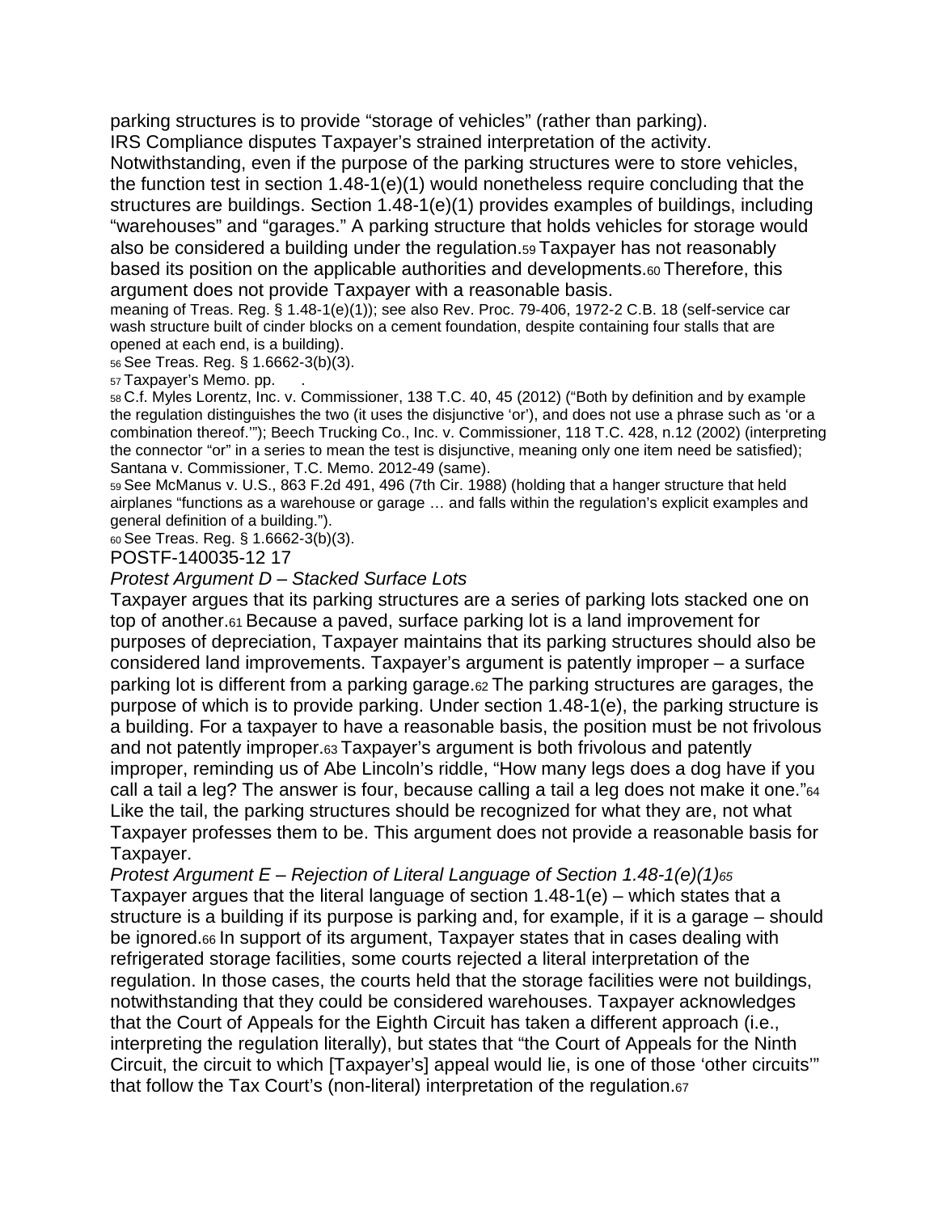parking structures is to provide "storage of vehicles" (rather than parking). IRS Compliance disputes Taxpayer's strained interpretation of the activity. Notwithstanding, even if the purpose of the parking structures were to store vehicles, the function test in section 1.48-1(e)(1) would nonetheless require concluding that the structures are buildings. Section 1.48-1(e)(1) provides examples of buildings, including "warehouses" and "garages." A parking structure that holds vehicles for storage would also be considered a building under the regulation.[59] Taxpayer has not reasonably based its position on the applicable authorities and developments.[60] Therefore, this argument does not provide Taxpayer with a reasonable basis.

meaning of Treas. Reg. § 1.48-1(e)(1)); see also Rev. Proc. 79-406, 1972-2 C.B. 18 (self-service car wash structure built of cinder blocks on a cement foundation, despite containing four stalls that are opened at each end, is a building).

[56] See Treas. Reg. § 1.6662-3(b)(3).

[57] Taxpayer's Memo. pp. .

[58] C.f. Myles Lorentz, Inc. v. Commissioner, 138 T.C. 40, 45 (2012) ("Both by definition and by example the regulation distinguishes the two (it uses the disjunctive 'or'), and does not use a phrase such as 'or a combination thereof.'"); Beech Trucking Co., Inc. v. Commissioner, 118 T.C. 428, n.12 (2002) (interpreting the connector "or" in a series to mean the test is disjunctive, meaning only one item need be satisfied); Santana v. Commissioner, T.C. Memo. 2012-49 (same).

[59] See McManus v. U.S., 863 F.2d 491, 496 (7th Cir. 1988) (holding that a hanger structure that held airplanes "functions as a warehouse or garage … and falls within the regulation's explicit examples and general definition of a building.").

[60] See Treas. Reg. § 1.6662-3(b)(3).

*Protest Argument D – Stacked Surface Lots*

Taxpayer argues that its parking structures are a series of parking lots stacked one on top of another.[61] Because a paved, surface parking lot is a land improvement for purposes of depreciation, Taxpayer maintains that its parking structures should also be considered land improvements. Taxpayer's argument is patently improper – a surface parking lot is different from a parking garage.[62] The parking structures are garages, the purpose of which is to provide parking. Under section 1.48-1(e), the parking structure is a building. For a taxpayer to have a reasonable basis, the position must be not frivolous and not patently improper.[63] Taxpayer's argument is both frivolous and patently improper, reminding us of Abe Lincoln's riddle, "How many legs does a dog have if you call a tail a leg? The answer is four, because calling a tail a leg does not make it one."[64] Like the tail, the parking structures should be recognized for what they are, not what Taxpayer professes them to be. This argument does not provide a reasonable basis for Taxpayer.

*Protest Argument E – Rejection of Literal Language of Section 1.48-1(e)(1)[65]*

Taxpayer argues that the literal language of section 1.48-1(e) – which states that a structure is a building if its purpose is parking and, for example, if it is a garage – should be ignored.[66] In support of its argument, Taxpayer states that in cases dealing with refrigerated storage facilities, some courts rejected a literal interpretation of the regulation. In those cases, the courts held that the storage facilities were not buildings, notwithstanding that they could be considered warehouses. Taxpayer acknowledges that the Court of Appeals for the Eighth Circuit has taken a different approach (i.e., interpreting the regulation literally), but states that "the Court of Appeals for the Ninth Circuit, the circuit to which [Taxpayer's] appeal would lie, is one of those 'other circuits'" that follow the Tax Court's (non-literal) interpretation of the regulation.[67]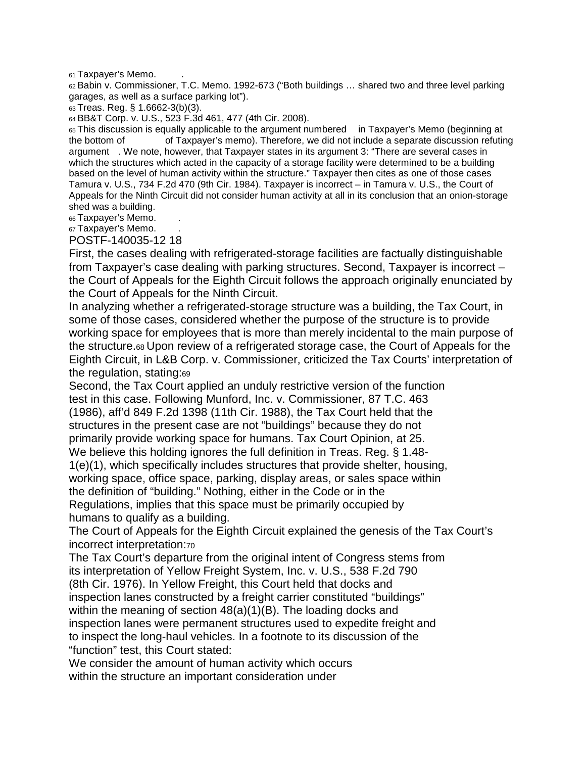[61] Taxpayer's Memo. .

[62] Babin v. Commissioner, T.C. Memo. 1992-673 ("Both buildings … shared two and three level parking garages, as well as a surface parking lot").

[63] Treas. Reg. § 1.6662-3(b)(3).

[64] BB&T Corp. v. U.S., 523 F.3d 461, 477 (4th Cir. 2008).

[65] This discussion is equally applicable to the argument numbered in Taxpayer's Memo (beginning at the bottom of of Taxpayer's memo). Therefore, we did not include a separate discussion refuting argument . We note, however, that Taxpayer states in its argument 3: "There are several cases in which the structures which acted in the capacity of a storage facility were determined to be a building based on the level of human activity within the structure." Taxpayer then cites as one of those cases Tamura v. U.S., 734 F.2d 470 (9th Cir. 1984). Taxpayer is incorrect – in Tamura v. U.S., the Court of Appeals for the Ninth Circuit did not consider human activity at all in its conclusion that an onion-storage shed was a building.

[66] Taxpayer's Memo. .

[67] Taxpayer's Memo. .

First, the cases dealing with refrigerated-storage facilities are factually distinguishable from Taxpayer's case dealing with parking structures. Second, Taxpayer is incorrect – the Court of Appeals for the Eighth Circuit follows the approach originally enunciated by the Court of Appeals for the Ninth Circuit.

In analyzing whether a refrigerated-storage structure was a building, the Tax Court, in some of those cases, considered whether the purpose of the structure is to provide working space for employees that is more than merely incidental to the main purpose of the structure.[68] Upon review of a refrigerated storage case, the Court of Appeals for the Eighth Circuit, in L&B Corp. v. Commissioner, criticized the Tax Courts' interpretation of the regulation, stating:[69]

> Second, the Tax Court applied an unduly restrictive version of the function test in this case. Following Munford, Inc. v. Commissioner, 87 T.C. 463 (1986), aff'd 849 F.2d 1398 (11th Cir. 1988), the Tax Court held that the structures in the present case are not "buildings" because they do not primarily provide working space for humans. Tax Court Opinion, at 25. We believe this holding ignores the full definition in Treas. Reg. § 1.48-1(e)(1), which specifically includes structures that provide shelter, housing, working space, office space, parking, display areas, or sales space within the definition of "building." Nothing, either in the Code or in the Regulations, implies that this space must be primarily occupied by humans to qualify as a building.

The Court of Appeals for the Eighth Circuit explained the genesis of the Tax Court's incorrect interpretation:[70]

> The Tax Court's departure from the original intent of Congress stems from its interpretation of Yellow Freight System, Inc. v. U.S., 538 F.2d 790 (8th Cir. 1976). In Yellow Freight, this Court held that docks and inspection lanes constructed by a freight carrier constituted "buildings" within the meaning of section 48(a)(1)(B). The loading docks and inspection lanes were permanent structures used to expedite freight and to inspect the long-haul vehicles. In a footnote to its discussion of the "function" test, this Court stated:
>
> We consider the amount of human activity which occurs within the structure an important consideration under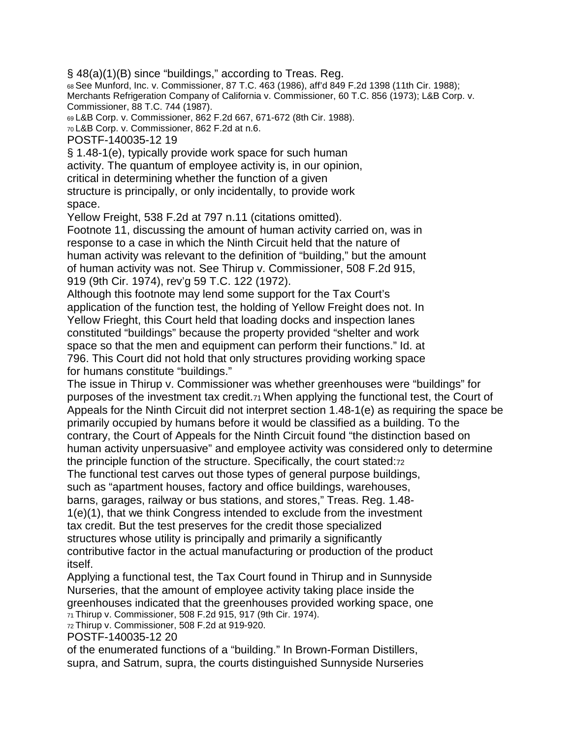§ 48(a)(1)(B) since "buildings," according to Treas. Reg.

[68] See Munford, Inc. v. Commissioner, 87 T.C. 463 (1986), aff'd 849 F.2d 1398 (11th Cir. 1988); Merchants Refrigeration Company of California v. Commissioner, 60 T.C. 856 (1973); L&B Corp. v. Commissioner, 88 T.C. 744 (1987).

[69] L&B Corp. v. Commissioner, 862 F.2d 667, 671-672 (8th Cir. 1988).

[70] L&B Corp. v. Commissioner, 862 F.2d at n.6.

§ 1.48-1(e), typically provide work space for such human activity. The quantum of employee activity is, in our opinion, critical in determining whether the function of a given structure is principally, or only incidentally, to provide work space.

Yellow Freight, 538 F.2d at 797 n.11 (citations omitted).

Footnote 11, discussing the amount of human activity carried on, was in response to a case in which the Ninth Circuit held that the nature of human activity was relevant to the definition of "building," but the amount of human activity was not. See Thirup v. Commissioner, 508 F.2d 915, 919 (9th Cir. 1974), rev'g 59 T.C. 122 (1972).

Although this footnote may lend some support for the Tax Court's application of the function test, the holding of Yellow Freight does not. In Yellow Frieght, this Court held that loading docks and inspection lanes constituted "buildings" because the property provided "shelter and work space so that the men and equipment can perform their functions." Id. at 796. This Court did not hold that only structures providing working space for humans constitute "buildings."

The issue in Thirup v. Commissioner was whether greenhouses were "buildings" for purposes of the investment tax credit.[71] When applying the functional test, the Court of Appeals for the Ninth Circuit did not interpret section 1.48-1(e) as requiring the space be primarily occupied by humans before it would be classified as a building. To the contrary, the Court of Appeals for the Ninth Circuit found "the distinction based on human activity unpersuasive" and employee activity was considered only to determine the principle function of the structure. Specifically, the court stated:[72]

The functional test carves out those types of general purpose buildings, such as "apartment houses, factory and office buildings, warehouses, barns, garages, railway or bus stations, and stores," Treas. Reg. 1.48-1(e)(1), that we think Congress intended to exclude from the investment tax credit. But the test preserves for the credit those specialized structures whose utility is principally and primarily a significantly contributive factor in the actual manufacturing or production of the product itself.

Applying a functional test, the Tax Court found in Thirup and in Sunnyside Nurseries, that the amount of employee activity taking place inside the greenhouses indicated that the greenhouses provided working space, one

[71] Thirup v. Commissioner, 508 F.2d 915, 917 (9th Cir. 1974).

[72] Thirup v. Commissioner, 508 F.2d at 919-920.

of the enumerated functions of a "building." In Brown-Forman Distillers, supra, and Satrum, supra, the courts distinguished Sunnyside Nurseries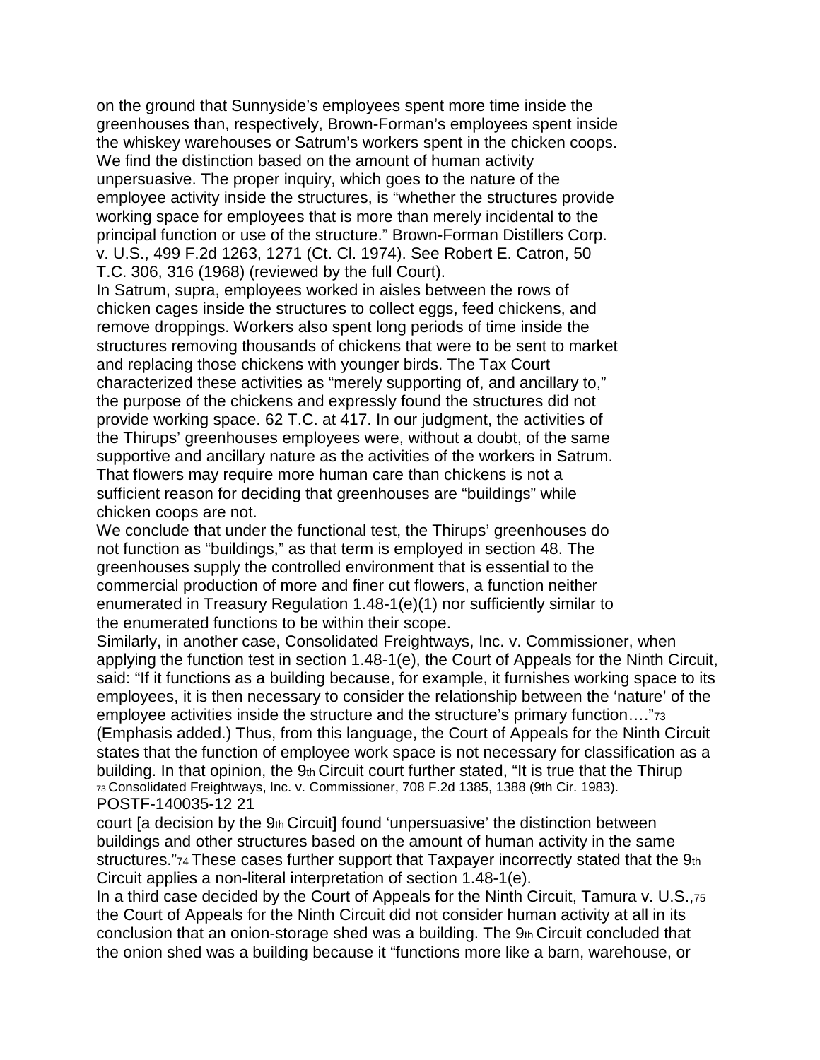on the ground that Sunnyside's employees spent more time inside the greenhouses than, respectively, Brown-Forman's employees spent inside the whiskey warehouses or Satrum's workers spent in the chicken coops. We find the distinction based on the amount of human activity unpersuasive. The proper inquiry, which goes to the nature of the employee activity inside the structures, is "whether the structures provide working space for employees that is more than merely incidental to the principal function or use of the structure." Brown-Forman Distillers Corp. v. U.S., 499 F.2d 1263, 1271 (Ct. Cl. 1974). See Robert E. Catron, 50 T.C. 306, 316 (1968) (reviewed by the full Court).

In Satrum, supra, employees worked in aisles between the rows of chicken cages inside the structures to collect eggs, feed chickens, and remove droppings. Workers also spent long periods of time inside the structures removing thousands of chickens that were to be sent to market and replacing those chickens with younger birds. The Tax Court characterized these activities as "merely supporting of, and ancillary to," the purpose of the chickens and expressly found the structures did not provide working space. 62 T.C. at 417. In our judgment, the activities of the Thirups' greenhouses employees were, without a doubt, of the same supportive and ancillary nature as the activities of the workers in Satrum. That flowers may require more human care than chickens is not a sufficient reason for deciding that greenhouses are "buildings" while chicken coops are not.

We conclude that under the functional test, the Thirups' greenhouses do not function as "buildings," as that term is employed in section 48. The greenhouses supply the controlled environment that is essential to the commercial production of more and finer cut flowers, a function neither enumerated in Treasury Regulation 1.48-1(e)(1) nor sufficiently similar to the enumerated functions to be within their scope.

Similarly, in another case, Consolidated Freightways, Inc. v. Commissioner, when applying the function test in section 1.48-1(e), the Court of Appeals for the Ninth Circuit, said: "If it functions as a building because, for example, it furnishes working space to its employees, it is then necessary to consider the relationship between the 'nature' of the employee activities inside the structure and the structure's primary function…."[73] (Emphasis added.) Thus, from this language, the Court of Appeals for the Ninth Circuit states that the function of employee work space is not necessary for classification as a building. In that opinion, the 9th Circuit court further stated, "It is true that the Thirup court [a decision by the 9th Circuit] found 'unpersuasive' the distinction between buildings and other structures based on the amount of human activity in the same structures."[74] These cases further support that Taxpayer incorrectly stated that the 9th Circuit applies a non-literal interpretation of section 1.48-1(e).

In a third case decided by the Court of Appeals for the Ninth Circuit, Tamura v. U.S.,[75] the Court of Appeals for the Ninth Circuit did not consider human activity at all in its conclusion that an onion-storage shed was a building. The 9th Circuit concluded that the onion shed was a building because it "functions more like a barn, warehouse, or

[73] Consolidated Freightways, Inc. v. Commissioner, 708 F.2d 1385, 1388 (9th Cir. 1983).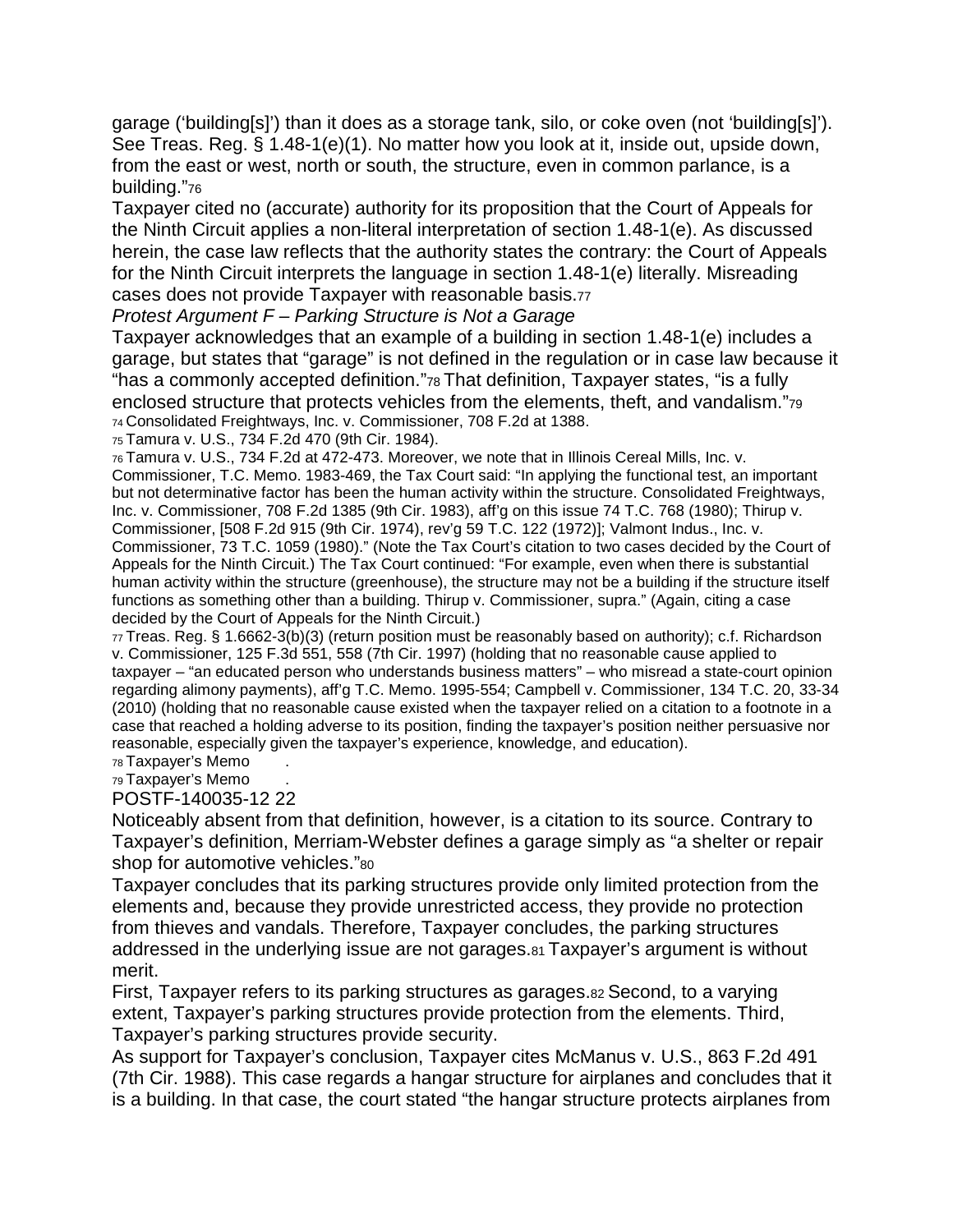garage ('building[s]') than it does as a storage tank, silo, or coke oven (not 'building[s]'). See Treas. Reg. § 1.48-1(e)(1). No matter how you look at it, inside out, upside down, from the east or west, north or south, the structure, even in common parlance, is a building."[76]

Taxpayer cited no (accurate) authority for its proposition that the Court of Appeals for the Ninth Circuit applies a non-literal interpretation of section 1.48-1(e). As discussed herein, the case law reflects that the authority states the contrary: the Court of Appeals for the Ninth Circuit interprets the language in section 1.48-1(e) literally. Misreading cases does not provide Taxpayer with reasonable basis.[77]

*Protest Argument F – Parking Structure is Not a Garage*

Taxpayer acknowledges that an example of a building in section 1.48-1(e) includes a garage, but states that "garage" is not defined in the regulation or in case law because it "has a commonly accepted definition."[78] That definition, Taxpayer states, "is a fully enclosed structure that protects vehicles from the elements, theft, and vandalism."[79]

[74] Consolidated Freightways, Inc. v. Commissioner, 708 F.2d at 1388.

[75] Tamura v. U.S., 734 F.2d 470 (9th Cir. 1984).

[76] Tamura v. U.S., 734 F.2d at 472-473. Moreover, we note that in Illinois Cereal Mills, Inc. v. Commissioner, T.C. Memo. 1983-469, the Tax Court said: "In applying the functional test, an important but not determinative factor has been the human activity within the structure. Consolidated Freightways, Inc. v. Commissioner, 708 F.2d 1385 (9th Cir. 1983), aff'g on this issue 74 T.C. 768 (1980); Thirup v. Commissioner, [508 F.2d 915 (9th Cir. 1974), rev'g 59 T.C. 122 (1972)]; Valmont Indus., Inc. v. Commissioner, 73 T.C. 1059 (1980)." (Note the Tax Court's citation to two cases decided by the Court of Appeals for the Ninth Circuit.) The Tax Court continued: "For example, even when there is substantial human activity within the structure (greenhouse), the structure may not be a building if the structure itself functions as something other than a building. Thirup v. Commissioner, supra." (Again, citing a case decided by the Court of Appeals for the Ninth Circuit.)

[77] Treas. Reg. § 1.6662-3(b)(3) (return position must be reasonably based on authority); c.f. Richardson v. Commissioner, 125 F.3d 551, 558 (7th Cir. 1997) (holding that no reasonable cause applied to taxpayer – "an educated person who understands business matters" – who misread a state-court opinion regarding alimony payments), aff'g T.C. Memo. 1995-554; Campbell v. Commissioner, 134 T.C. 20, 33-34 (2010) (holding that no reasonable cause existed when the taxpayer relied on a citation to a footnote in a case that reached a holding adverse to its position, finding the taxpayer's position neither persuasive nor reasonable, especially given the taxpayer's experience, knowledge, and education).

[78] Taxpayer's Memo .

[79] Taxpayer's Memo .

Noticeably absent from that definition, however, is a citation to its source. Contrary to Taxpayer's definition, Merriam-Webster defines a garage simply as "a shelter or repair shop for automotive vehicles."[80]

Taxpayer concludes that its parking structures provide only limited protection from the elements and, because they provide unrestricted access, they provide no protection from thieves and vandals. Therefore, Taxpayer concludes, the parking structures addressed in the underlying issue are not garages.[81] Taxpayer's argument is without merit.

First, Taxpayer refers to its parking structures as garages.[82] Second, to a varying extent, Taxpayer's parking structures provide protection from the elements. Third, Taxpayer's parking structures provide security.

As support for Taxpayer's conclusion, Taxpayer cites McManus v. U.S., 863 F.2d 491 (7th Cir. 1988). This case regards a hangar structure for airplanes and concludes that it is a building. In that case, the court stated "the hangar structure protects airplanes from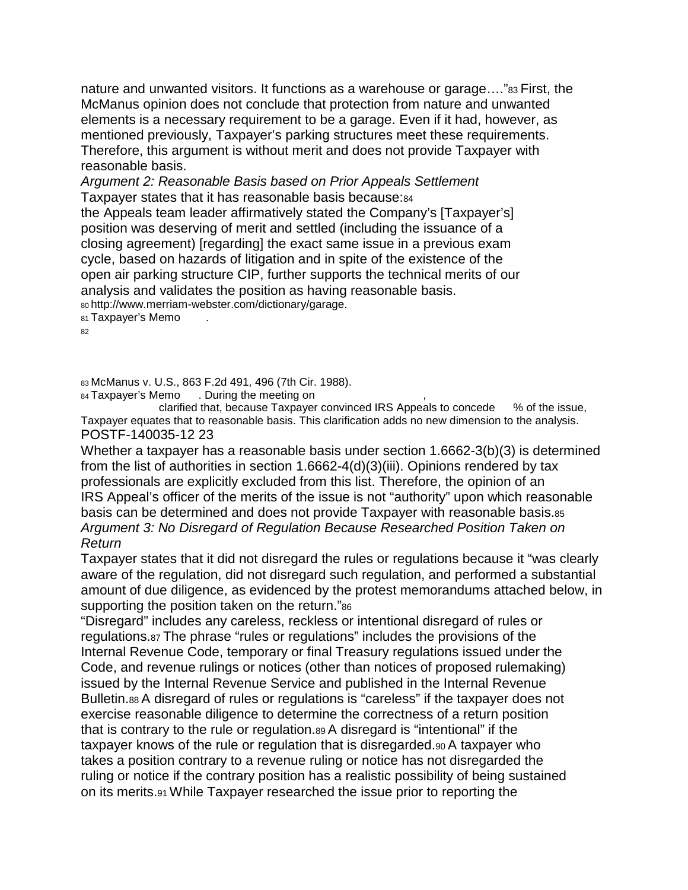nature and unwanted visitors. It functions as a warehouse or garage…."[83] First, the McManus opinion does not conclude that protection from nature and unwanted elements is a necessary requirement to be a garage. Even if it had, however, as mentioned previously, Taxpayer's parking structures meet these requirements. Therefore, this argument is without merit and does not provide Taxpayer with reasonable basis.

*Argument 2: Reasonable Basis based on Prior Appeals Settlement*

Taxpayer states that it has reasonable basis because:[84]

the Appeals team leader affirmatively stated the Company's [Taxpayer's] position was deserving of merit and settled (including the issuance of a closing agreement) [regarding] the exact same issue in a previous exam cycle, based on hazards of litigation and in spite of the existence of the open air parking structure CIP, further supports the technical merits of our analysis and validates the position as having reasonable basis.

[80] http://www.merriam-webster.com/dictionary/garage.

[81] Taxpayer's Memo .

[82]

[83] McManus v. U.S., 863 F.2d 491, 496 (7th Cir. 1988).

[84] Taxpayer's Memo . During the meeting on , clarified that, because Taxpayer convinced IRS Appeals to concede % of the issue, Taxpayer equates that to reasonable basis. This clarification adds no new dimension to the analysis.

Whether a taxpayer has a reasonable basis under section 1.6662-3(b)(3) is determined from the list of authorities in section 1.6662-4(d)(3)(iii). Opinions rendered by tax professionals are explicitly excluded from this list. Therefore, the opinion of an IRS Appeal's officer of the merits of the issue is not "authority" upon which reasonable basis can be determined and does not provide Taxpayer with reasonable basis.[85]

*Argument 3: No Disregard of Regulation Because Researched Position Taken on Return*

Taxpayer states that it did not disregard the rules or regulations because it "was clearly aware of the regulation, did not disregard such regulation, and performed a substantial amount of due diligence, as evidenced by the protest memorandums attached below, in supporting the position taken on the return."[86]

"Disregard" includes any careless, reckless or intentional disregard of rules or regulations.[87] The phrase "rules or regulations" includes the provisions of the Internal Revenue Code, temporary or final Treasury regulations issued under the Code, and revenue rulings or notices (other than notices of proposed rulemaking) issued by the Internal Revenue Service and published in the Internal Revenue Bulletin.[88] A disregard of rules or regulations is "careless" if the taxpayer does not exercise reasonable diligence to determine the correctness of a return position that is contrary to the rule or regulation.[89] A disregard is "intentional" if the taxpayer knows of the rule or regulation that is disregarded.[90] A taxpayer who takes a position contrary to a revenue ruling or notice has not disregarded the ruling or notice if the contrary position has a realistic possibility of being sustained on its merits.[91] While Taxpayer researched the issue prior to reporting the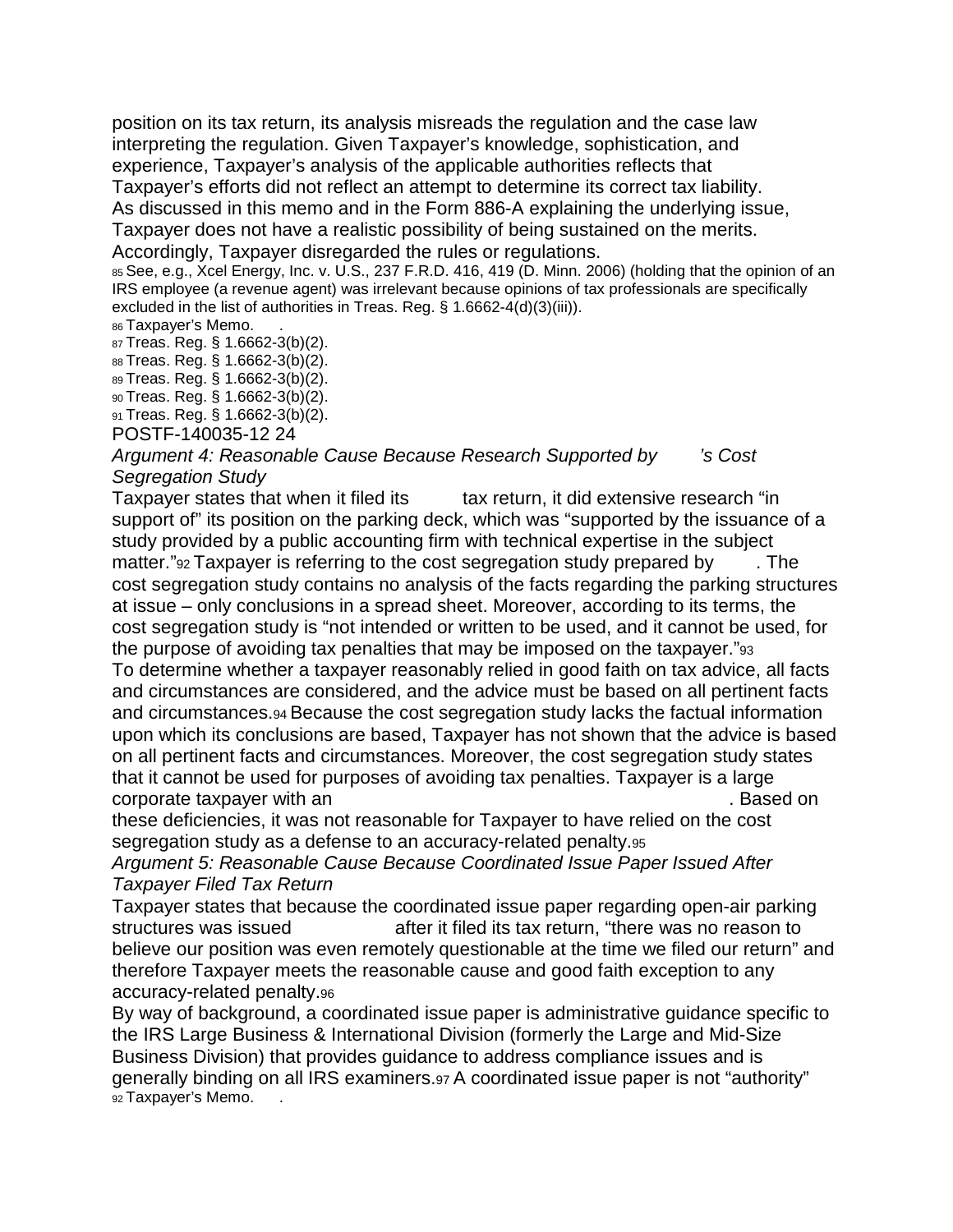position on its tax return, its analysis misreads the regulation and the case law interpreting the regulation. Given Taxpayer's knowledge, sophistication, and experience, Taxpayer's analysis of the applicable authorities reflects that Taxpayer's efforts did not reflect an attempt to determine its correct tax liability. As discussed in this memo and in the Form 886-A explaining the underlying issue, Taxpayer does not have a realistic possibility of being sustained on the merits. Accordingly, Taxpayer disregarded the rules or regulations.

[85] See, e.g., Xcel Energy, Inc. v. U.S., 237 F.R.D. 416, 419 (D. Minn. 2006) (holding that the opinion of an IRS employee (a revenue agent) was irrelevant because opinions of tax professionals are specifically excluded in the list of authorities in Treas. Reg. § 1.6662-4(d)(3)(iii)).

[86] Taxpayer's Memo.     .

[87] Treas. Reg. § 1.6662-3(b)(2).

[88] Treas. Reg. § 1.6662-3(b)(2).

[89] Treas. Reg. § 1.6662-3(b)(2).

[90] Treas. Reg. § 1.6662-3(b)(2).

[91] Treas. Reg. § 1.6662-3(b)(2).

POSTF-140035-12 24

*Argument 4: Reasonable Cause Because Research Supported by     's Cost Segregation Study*

Taxpayer states that when it filed its      tax return, it did extensive research "in support of" its position on the parking deck, which was "supported by the issuance of a study provided by a public accounting firm with technical expertise in the subject matter."[92] Taxpayer is referring to the cost segregation study prepared by     . The cost segregation study contains no analysis of the facts regarding the parking structures at issue – only conclusions in a spread sheet. Moreover, according to its terms, the cost segregation study is "not intended or written to be used, and it cannot be used, for the purpose of avoiding tax penalties that may be imposed on the taxpayer."[93]

To determine whether a taxpayer reasonably relied in good faith on tax advice, all facts and circumstances are considered, and the advice must be based on all pertinent facts and circumstances.[94] Because the cost segregation study lacks the factual information upon which its conclusions are based, Taxpayer has not shown that the advice is based on all pertinent facts and circumstances. Moreover, the cost segregation study states that it cannot be used for purposes of avoiding tax penalties. Taxpayer is a large corporate taxpayer with an                                        . Based on these deficiencies, it was not reasonable for Taxpayer to have relied on the cost segregation study as a defense to an accuracy-related penalty.[95]

*Argument 5: Reasonable Cause Because Coordinated Issue Paper Issued After Taxpayer Filed Tax Return*

Taxpayer states that because the coordinated issue paper regarding open-air parking structures was issued            after it filed its tax return, "there was no reason to believe our position was even remotely questionable at the time we filed our return" and therefore Taxpayer meets the reasonable cause and good faith exception to any accuracy-related penalty.[96]

By way of background, a coordinated issue paper is administrative guidance specific to the IRS Large Business & International Division (formerly the Large and Mid-Size Business Division) that provides guidance to address compliance issues and is generally binding on all IRS examiners.[97] A coordinated issue paper is not "authority"

[92] Taxpayer's Memo.     .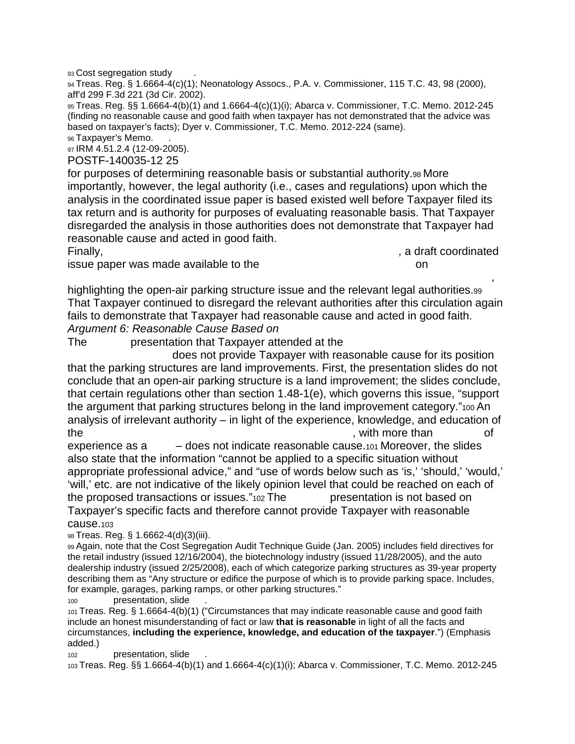[93] Cost segregation study .

[94] Treas. Reg. § 1.6664-4(c)(1); Neonatology Assocs., P.A. v. Commissioner, 115 T.C. 43, 98 (2000), aff'd 299 F.3d 221 (3d Cir. 2002).

[95] Treas. Reg. §§ 1.6664-4(b)(1) and 1.6664-4(c)(1)(i); Abarca v. Commissioner, T.C. Memo. 2012-245 (finding no reasonable cause and good faith when taxpayer has not demonstrated that the advice was based on taxpayer's facts); Dyer v. Commissioner, T.C. Memo. 2012-224 (same).

[96] Taxpayer's Memo. .

[97] IRM 4.51.2.4 (12-09-2005).

for purposes of determining reasonable basis or substantial authority.[98] More importantly, however, the legal authority (i.e., cases and regulations) upon which the analysis in the coordinated issue paper is based existed well before Taxpayer filed its tax return and is authority for purposes of evaluating reasonable basis. That Taxpayer disregarded the analysis in those authorities does not demonstrate that Taxpayer had reasonable cause and acted in good faith.

Finally, , a draft coordinated issue paper was made available to the on , highlighting the open-air parking structure issue and the relevant legal authorities.[99] That Taxpayer continued to disregard the relevant authorities after this circulation again fails to demonstrate that Taxpayer had reasonable cause and acted in good faith.

*Argument 6: Reasonable Cause Based on*

The presentation that Taxpayer attended at the does not provide Taxpayer with reasonable cause for its position that the parking structures are land improvements. First, the presentation slides do not conclude that an open-air parking structure is a land improvement; the slides conclude, that certain regulations other than section 1.48-1(e), which governs this issue, "support the argument that parking structures belong in the land improvement category."[100] An analysis of irrelevant authority – in light of the experience, knowledge, and education of the , with more than of experience as a – does not indicate reasonable cause.[101] Moreover, the slides also state that the information "cannot be applied to a specific situation without appropriate professional advice," and "use of words below such as 'is,' 'should,' 'would,' 'will,' etc. are not indicative of the likely opinion level that could be reached on each of the proposed transactions or issues."[102] The presentation is not based on Taxpayer's specific facts and therefore cannot provide Taxpayer with reasonable cause.[103]

[98] Treas. Reg. § 1.6662-4(d)(3)(iii).

[99] Again, note that the Cost Segregation Audit Technique Guide (Jan. 2005) includes field directives for the retail industry (issued 12/16/2004), the biotechnology industry (issued 11/28/2005), and the auto dealership industry (issued 2/25/2008), each of which categorize parking structures as 39-year property describing them as "Any structure or edifice the purpose of which is to provide parking space. Includes, for example, garages, parking ramps, or other parking structures."

[100] presentation, slide .

[101] Treas. Reg. § 1.6664-4(b)(1) ("Circumstances that may indicate reasonable cause and good faith include an honest misunderstanding of fact or law **that is reasonable** in light of all the facts and circumstances, **including the experience, knowledge, and education of the taxpayer**.") (Emphasis added.)

[102] presentation, slide .

[103] Treas. Reg. §§ 1.6664-4(b)(1) and 1.6664-4(c)(1)(i); Abarca v. Commissioner, T.C. Memo. 2012-245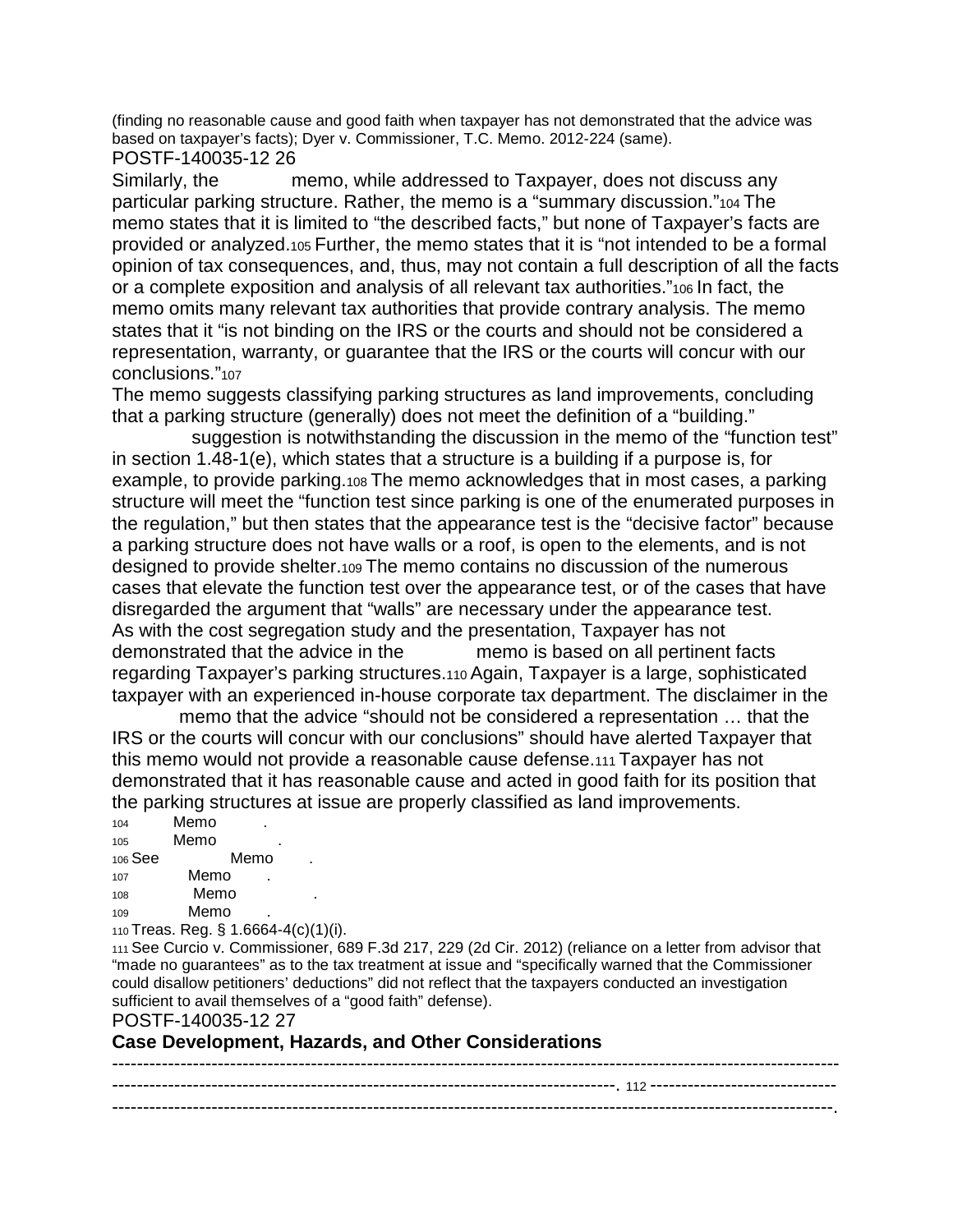(finding no reasonable cause and good faith when taxpayer has not demonstrated that the advice was based on taxpayer's facts); Dyer v. Commissioner, T.C. Memo. 2012-224 (same).

Similarly, the memo, while addressed to Taxpayer, does not discuss any particular parking structure. Rather, the memo is a "summary discussion."[104] The memo states that it is limited to "the described facts," but none of Taxpayer's facts are provided or analyzed.[105] Further, the memo states that it is "not intended to be a formal opinion of tax consequences, and, thus, may not contain a full description of all the facts or a complete exposition and analysis of all relevant tax authorities."[106] In fact, the memo omits many relevant tax authorities that provide contrary analysis. The memo states that it "is not binding on the IRS or the courts and should not be considered a representation, warranty, or guarantee that the IRS or the courts will concur with our conclusions."[107]

The memo suggests classifying parking structures as land improvements, concluding that a parking structure (generally) does not meet the definition of a "building." suggestion is notwithstanding the discussion in the memo of the "function test" in section 1.48-1(e), which states that a structure is a building if a purpose is, for example, to provide parking.[108] The memo acknowledges that in most cases, a parking structure will meet the "function test since parking is one of the enumerated purposes in the regulation," but then states that the appearance test is the "decisive factor" because a parking structure does not have walls or a roof, is open to the elements, and is not designed to provide shelter.[109] The memo contains no discussion of the numerous cases that elevate the function test over the appearance test, or of the cases that have disregarded the argument that "walls" are necessary under the appearance test.

As with the cost segregation study and the presentation, Taxpayer has not demonstrated that the advice in the memo is based on all pertinent facts regarding Taxpayer's parking structures.[110] Again, Taxpayer is a large, sophisticated taxpayer with an experienced in-house corporate tax department. The disclaimer in the memo that the advice "should not be considered a representation … that the IRS or the courts will concur with our conclusions" should have alerted Taxpayer that this memo would not provide a reasonable cause defense.[111] Taxpayer has not demonstrated that it has reasonable cause and acted in good faith for its position that the parking structures at issue are properly classified as land improvements.

[104] Memo .
[105] Memo .
[106] See Memo .
[107] Memo .
[108] Memo .
[109] Memo .
[110] Treas. Reg. § 1.6664-4(c)(1)(i).
[111] See Curcio v. Commissioner, 689 F.3d 217, 229 (2d Cir. 2012) (reliance on a letter from advisor that "made no guarantees" as to the tax treatment at issue and "specifically warned that the Commissioner could disallow petitioners' deductions" did not reflect that the taxpayers conducted an investigation sufficient to avail themselves of a "good faith" defense).

## Case Development, Hazards, and Other Considerations

--------------------------------------------------------------------------------------------------------------------------------------------------------------------------------------------------------------. [112] ------------------------------------------------------------------------------------------------------------------------------------------------.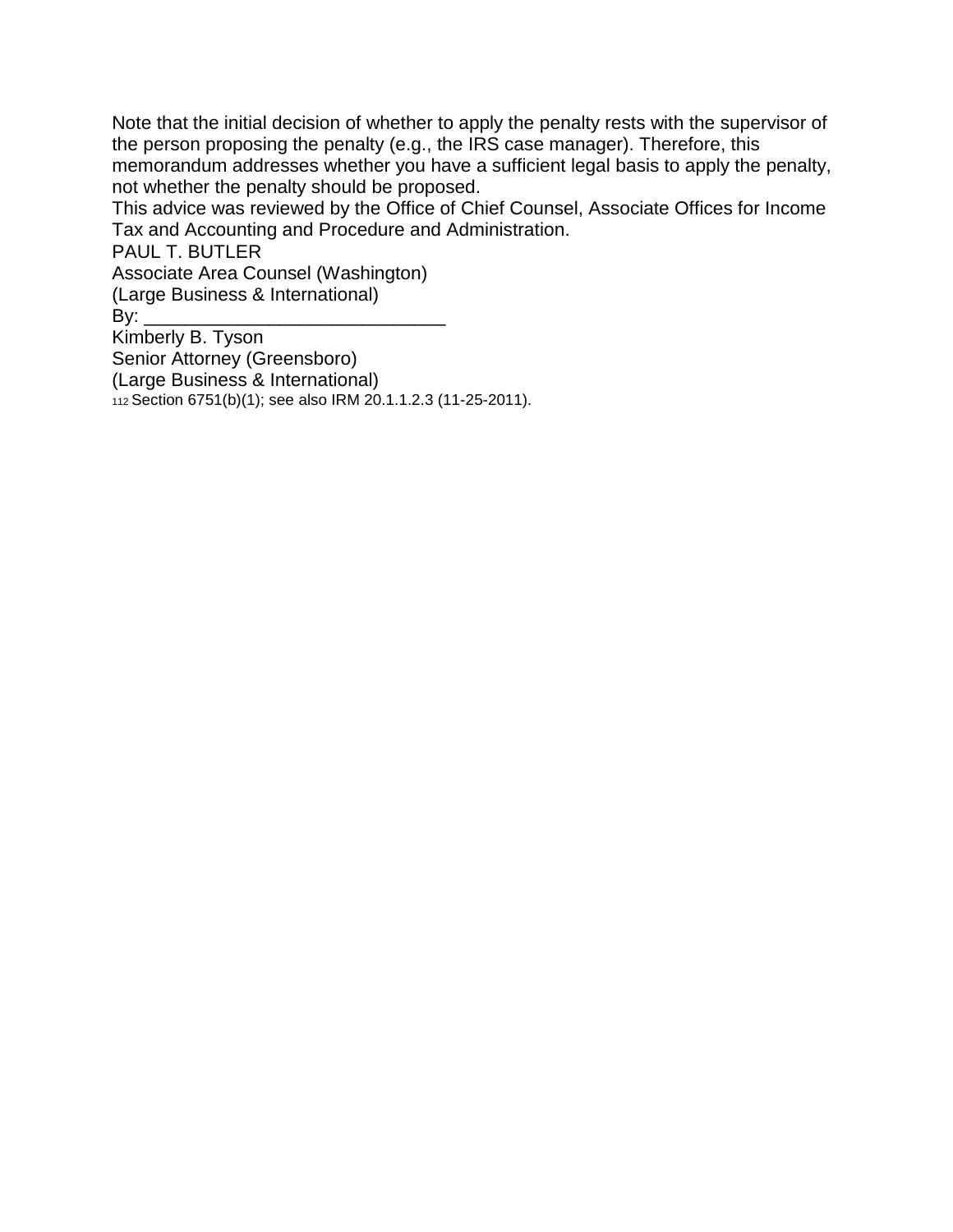Note that the initial decision of whether to apply the penalty rests with the supervisor of the person proposing the penalty (e.g., the IRS case manager). Therefore, this memorandum addresses whether you have a sufficient legal basis to apply the penalty, not whether the penalty should be proposed.

This advice was reviewed by the Office of Chief Counsel, Associate Offices for Income Tax and Accounting and Procedure and Administration.

PAUL T. BUTLER  
Associate Area Counsel (Washington)  
(Large Business & International)

By: _____________________________  
Kimberly B. Tyson  
Senior Attorney (Greensboro)  
(Large Business & International)

[112] Section 6751(b)(1); see also IRM 20.1.1.2.3 (11-25-2011).